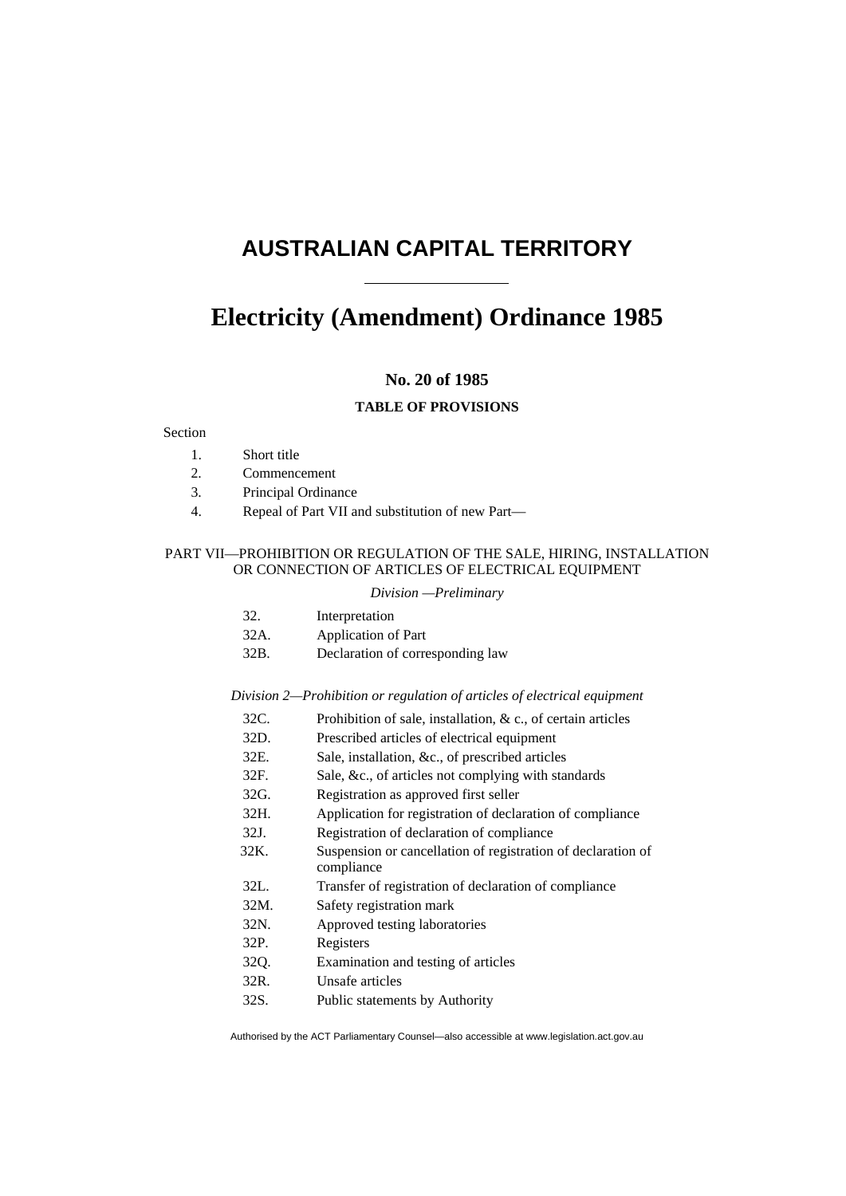# AUSTRALIAN CAPITAL TERRITORY

# Electricity (Amendment) Ordinance 1985

**No. 20 of 1985**

**TABLE OF PROVISIONS**

Section

1. Short title
2. Commencement
3. Principal Ordinance
4. Repeal of Part VII and substitution of new Part—

PART VII—PROHIBITION OR REGULATION OF THE SALE, HIRING, INSTALLATION OR CONNECTION OF ARTICLES OF ELECTRICAL EQUIPMENT

*Division —Preliminary*

32. Interpretation

32A. Application of Part

32B. Declaration of corresponding law

*Division 2—Prohibition or regulation of articles of electrical equipment*

32C. Prohibition of sale, installation, & c., of certain articles

32D. Prescribed articles of electrical equipment

32E. Sale, installation, &c., of prescribed articles

32F. Sale, &c., of articles not complying with standards

32G. Registration as approved first seller

32H. Application for registration of declaration of compliance

32J. Registration of declaration of compliance

32K. Suspension or cancellation of registration of declaration of compliance

32L. Transfer of registration of declaration of compliance

32M. Safety registration mark

32N. Approved testing laboratories

32P. Registers

32Q. Examination and testing of articles

32R. Unsafe articles

32S. Public statements by Authority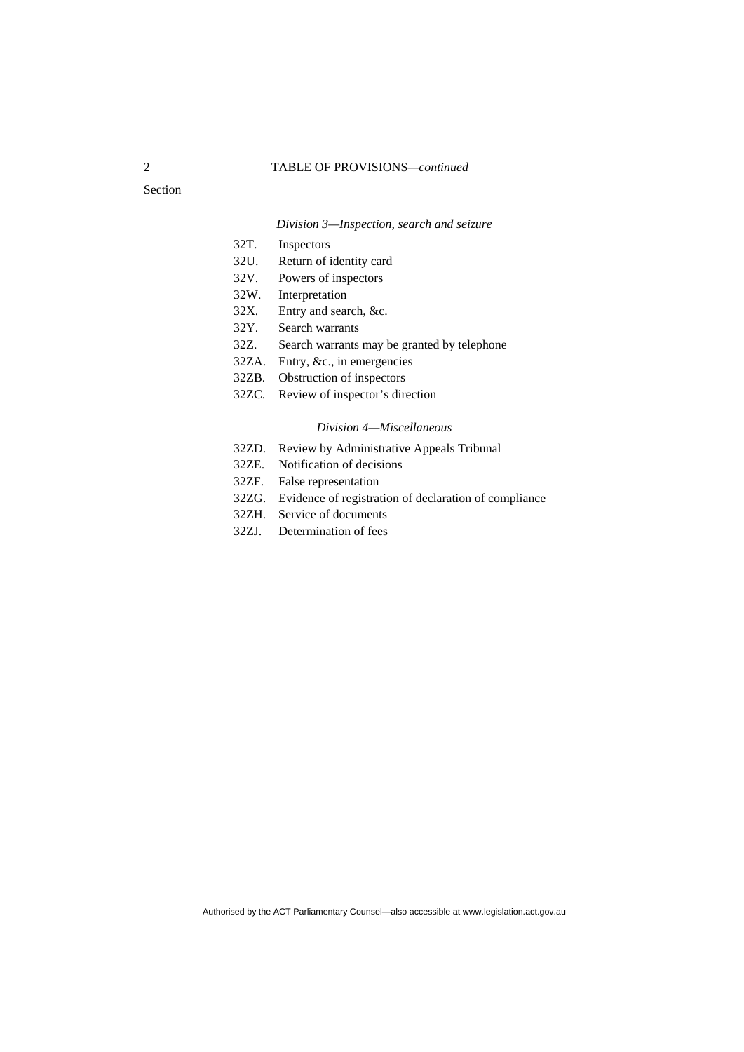TABLE OF PROVISIONS—*continued*

Section

*Division 3—Inspection, search and seizure*

32T. Inspectors
32U. Return of identity card
32V. Powers of inspectors
32W. Interpretation
32X. Entry and search, &c.
32Y. Search warrants
32Z. Search warrants may be granted by telephone
32ZA. Entry, &c., in emergencies
32ZB. Obstruction of inspectors
32ZC. Review of inspector's direction

*Division 4—Miscellaneous*

32ZD. Review by Administrative Appeals Tribunal
32ZE. Notification of decisions
32ZF. False representation
32ZG. Evidence of registration of declaration of compliance
32ZH. Service of documents
32ZJ. Determination of fees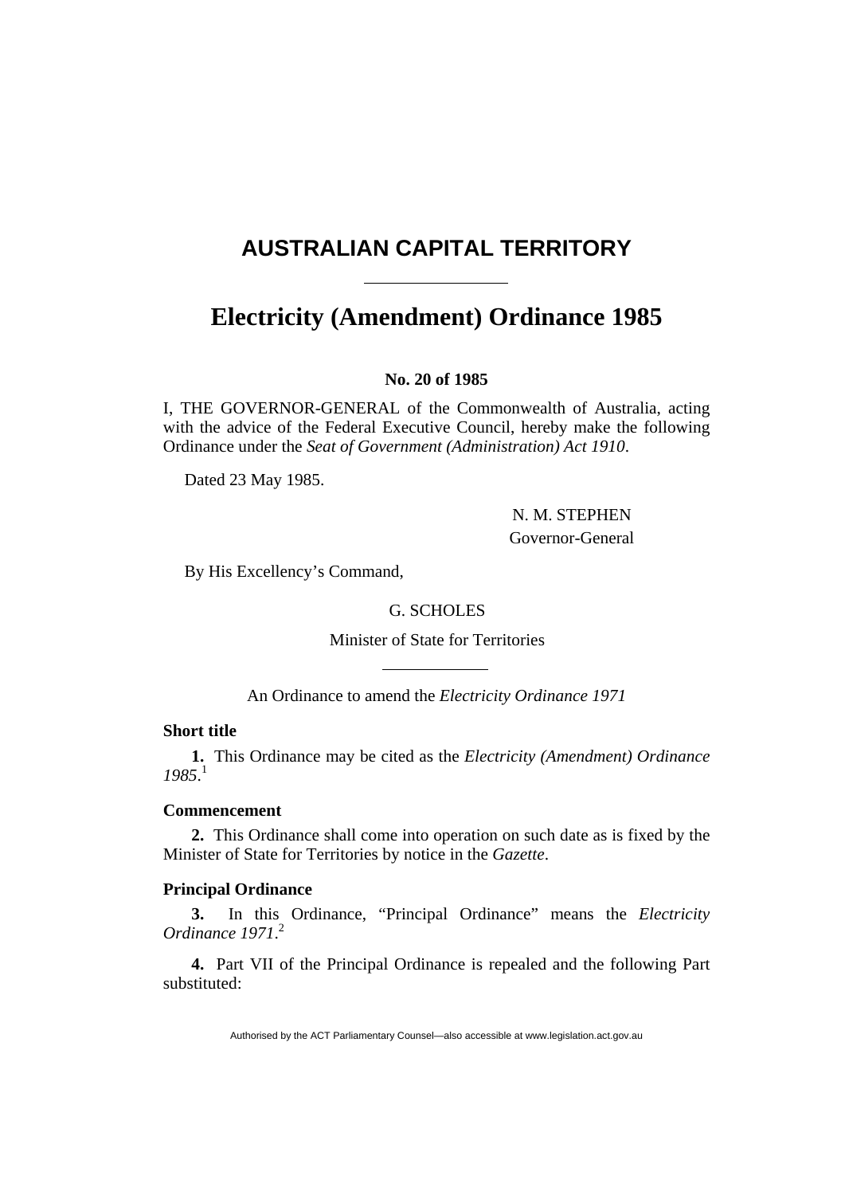# AUSTRALIAN CAPITAL TERRITORY

## Electricity (Amendment) Ordinance 1985

**No. 20 of 1985**

I, THE GOVERNOR-GENERAL of the Commonwealth of Australia, acting with the advice of the Federal Executive Council, hereby make the following Ordinance under the *Seat of Government (Administration) Act 1910*.

Dated 23 May 1985.

N. M. STEPHEN
Governor-General

By His Excellency's Command,

G. SCHOLES
Minister of State for Territories

An Ordinance to amend the *Electricity Ordinance 1971*

**Short title**

**1.** This Ordinance may be cited as the *Electricity (Amendment) Ordinance 1985*.[1]

**Commencement**

**2.** This Ordinance shall come into operation on such date as is fixed by the Minister of State for Territories by notice in the *Gazette*.

**Principal Ordinance**

**3.** In this Ordinance, "Principal Ordinance" means the *Electricity Ordinance 1971*.[2]

**4.** Part VII of the Principal Ordinance is repealed and the following Part substituted: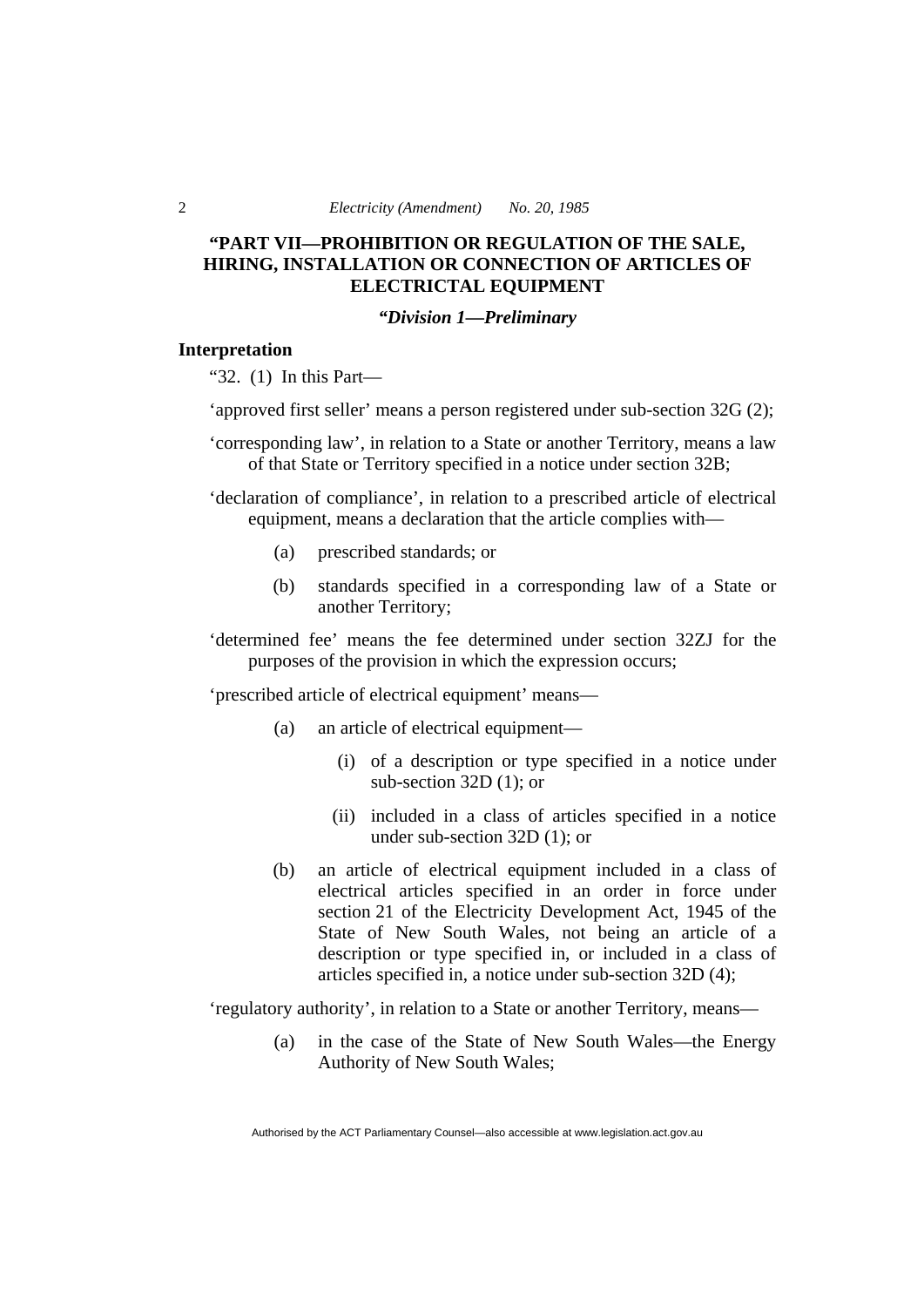## "PART VII—PROHIBITION OR REGULATION OF THE SALE, HIRING, INSTALLATION OR CONNECTION OF ARTICLES OF ELECTRICTAL EQUIPMENT

### *"Division 1—Preliminary*

**Interpretation**

"32. (1) In this Part—

'approved first seller' means a person registered under sub-section 32G (2);

'corresponding law', in relation to a State or another Territory, means a law of that State or Territory specified in a notice under section 32B;

'declaration of compliance', in relation to a prescribed article of electrical equipment, means a declaration that the article complies with—

- (a) prescribed standards; or
- (b) standards specified in a corresponding law of a State or another Territory;

'determined fee' means the fee determined under section 32ZJ for the purposes of the provision in which the expression occurs;

'prescribed article of electrical equipment' means—

- (a) an article of electrical equipment—
  - (i) of a description or type specified in a notice under sub-section 32D (1); or
  - (ii) included in a class of articles specified in a notice under sub-section 32D (1); or
- (b) an article of electrical equipment included in a class of electrical articles specified in an order in force under section 21 of the Electricity Development Act, 1945 of the State of New South Wales, not being an article of a description or type specified in, or included in a class of articles specified in, a notice under sub-section 32D (4);

'regulatory authority', in relation to a State or another Territory, means—

- (a) in the case of the State of New South Wales—the Energy Authority of New South Wales;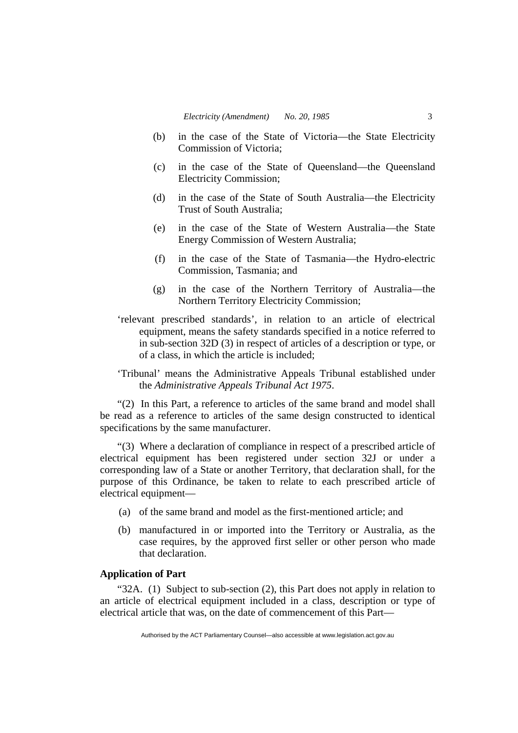(b) in the case of the State of Victoria—the State Electricity Commission of Victoria;

(c) in the case of the State of Queensland—the Queensland Electricity Commission;

(d) in the case of the State of South Australia—the Electricity Trust of South Australia;

(e) in the case of the State of Western Australia—the State Energy Commission of Western Australia;

(f) in the case of the State of Tasmania—the Hydro-electric Commission, Tasmania; and

(g) in the case of the Northern Territory of Australia—the Northern Territory Electricity Commission;

'relevant prescribed standards', in relation to an article of electrical equipment, means the safety standards specified in a notice referred to in sub-section 32D (3) in respect of articles of a description or type, or of a class, in which the article is included;

'Tribunal' means the Administrative Appeals Tribunal established under the *Administrative Appeals Tribunal Act 1975*.

"(2) In this Part, a reference to articles of the same brand and model shall be read as a reference to articles of the same design constructed to identical specifications by the same manufacturer.

"(3) Where a declaration of compliance in respect of a prescribed article of electrical equipment has been registered under section 32J or under a corresponding law of a State or another Territory, that declaration shall, for the purpose of this Ordinance, be taken to relate to each prescribed article of electrical equipment—

(a) of the same brand and model as the first-mentioned article; and

(b) manufactured in or imported into the Territory or Australia, as the case requires, by the approved first seller or other person who made that declaration.

**Application of Part**

"32A. (1) Subject to sub-section (2), this Part does not apply in relation to an article of electrical equipment included in a class, description or type of electrical article that was, on the date of commencement of this Part—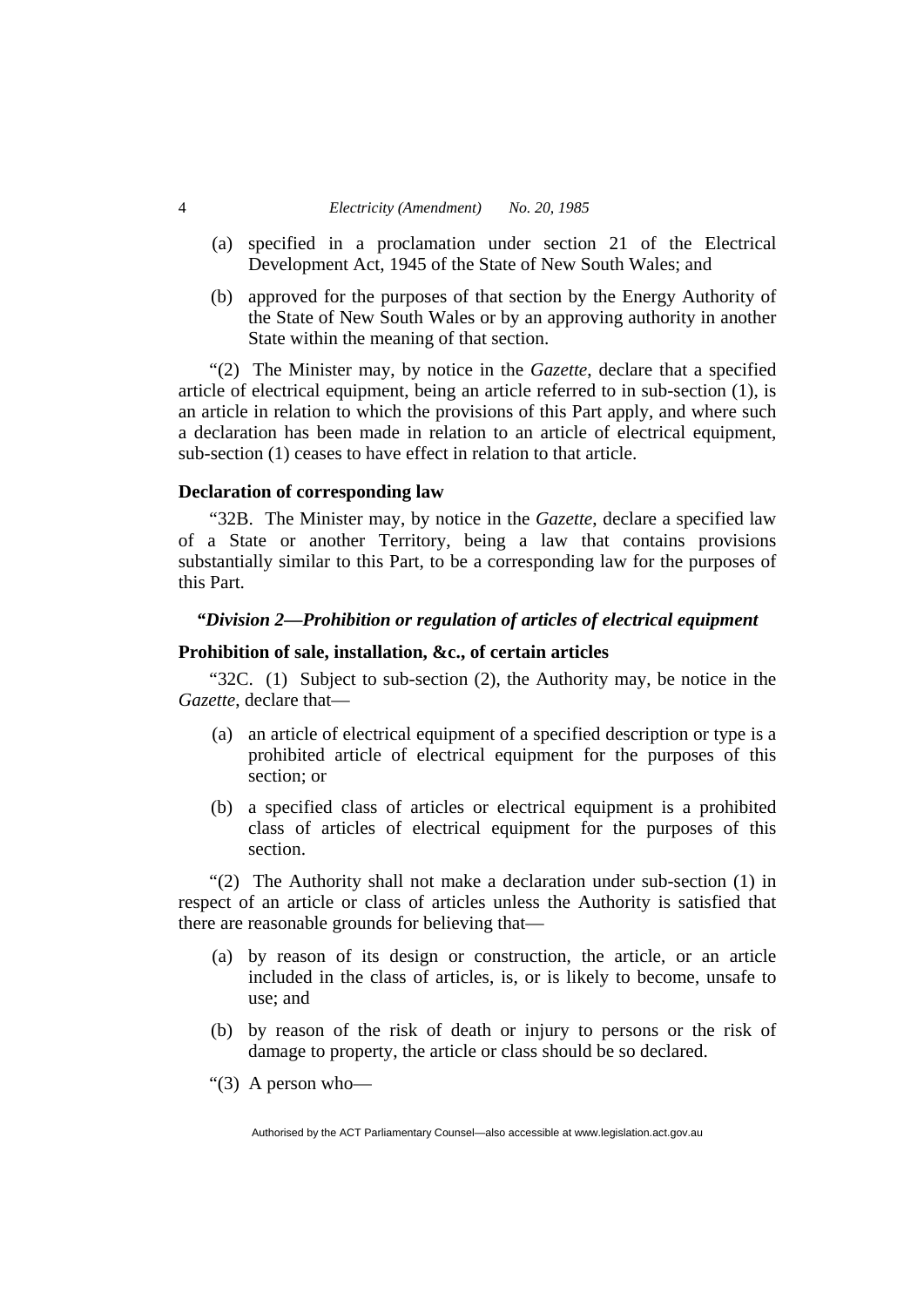(a) specified in a proclamation under section 21 of the Electrical Development Act, 1945 of the State of New South Wales; and

(b) approved for the purposes of that section by the Energy Authority of the State of New South Wales or by an approving authority in another State within the meaning of that section.

"(2) The Minister may, by notice in the *Gazette*, declare that a specified article of electrical equipment, being an article referred to in sub-section (1), is an article in relation to which the provisions of this Part apply, and where such a declaration has been made in relation to an article of electrical equipment, sub-section (1) ceases to have effect in relation to that article.

**Declaration of corresponding law**

"32B. The Minister may, by notice in the *Gazette*, declare a specified law of a State or another Territory, being a law that contains provisions substantially similar to this Part, to be a corresponding law for the purposes of this Part.

***"Division 2—Prohibition or regulation of articles of electrical equipment***

**Prohibition of sale, installation, &c., of certain articles**

"32C. (1) Subject to sub-section (2), the Authority may, be notice in the *Gazette*, declare that—

(a) an article of electrical equipment of a specified description or type is a prohibited article of electrical equipment for the purposes of this section; or

(b) a specified class of articles or electrical equipment is a prohibited class of articles of electrical equipment for the purposes of this section.

"(2) The Authority shall not make a declaration under sub-section (1) in respect of an article or class of articles unless the Authority is satisfied that there are reasonable grounds for believing that—

(a) by reason of its design or construction, the article, or an article included in the class of articles, is, or is likely to become, unsafe to use; and

(b) by reason of the risk of death or injury to persons or the risk of damage to property, the article or class should be so declared.

"(3) A person who—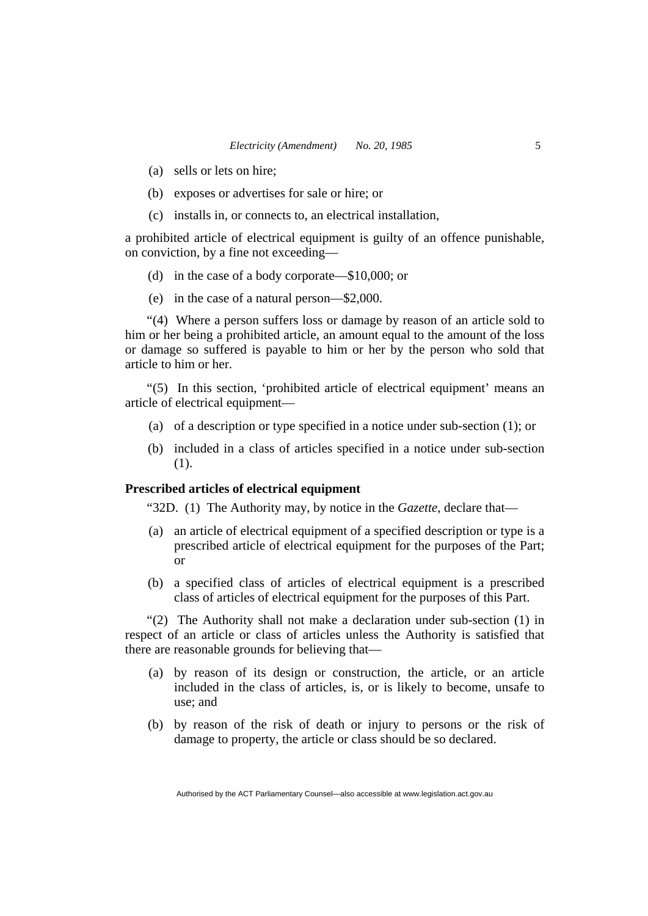(a) sells or lets on hire;

(b) exposes or advertises for sale or hire; or

(c) installs in, or connects to, an electrical installation,

a prohibited article of electrical equipment is guilty of an offence punishable, on conviction, by a fine not exceeding—

(d) in the case of a body corporate—$10,000; or

(e) in the case of a natural person—$2,000.

"(4) Where a person suffers loss or damage by reason of an article sold to him or her being a prohibited article, an amount equal to the amount of the loss or damage so suffered is payable to him or her by the person who sold that article to him or her.

"(5) In this section, 'prohibited article of electrical equipment' means an article of electrical equipment—

(a) of a description or type specified in a notice under sub-section (1); or

(b) included in a class of articles specified in a notice under sub-section (1).

**Prescribed articles of electrical equipment**

"32D. (1) The Authority may, by notice in the *Gazette*, declare that—

(a) an article of electrical equipment of a specified description or type is a prescribed article of electrical equipment for the purposes of the Part; or

(b) a specified class of articles of electrical equipment is a prescribed class of articles of electrical equipment for the purposes of this Part.

"(2) The Authority shall not make a declaration under sub-section (1) in respect of an article or class of articles unless the Authority is satisfied that there are reasonable grounds for believing that—

(a) by reason of its design or construction, the article, or an article included in the class of articles, is, or is likely to become, unsafe to use; and

(b) by reason of the risk of death or injury to persons or the risk of damage to property, the article or class should be so declared.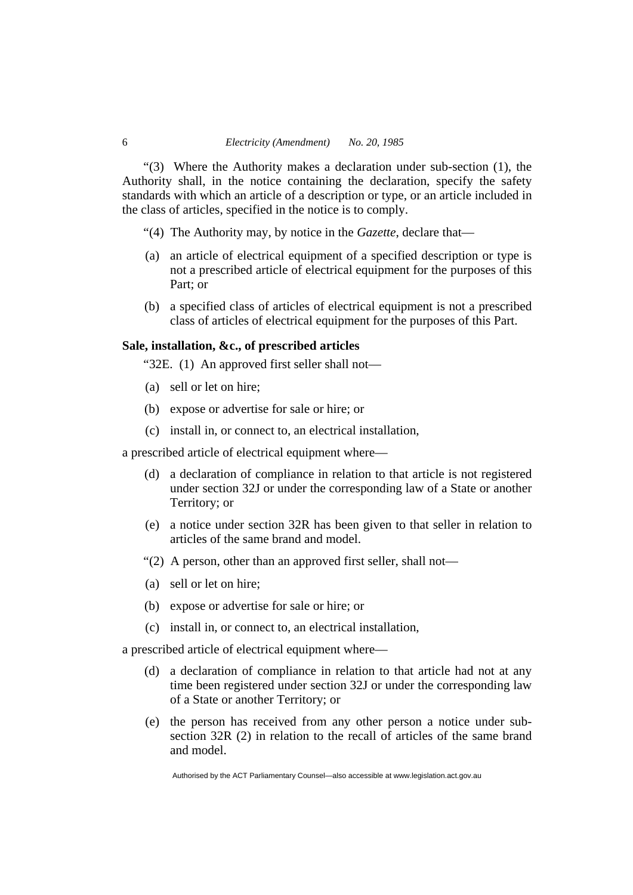"(3) Where the Authority makes a declaration under sub-section (1), the Authority shall, in the notice containing the declaration, specify the safety standards with which an article of a description or type, or an article included in the class of articles, specified in the notice is to comply.

"(4) The Authority may, by notice in the *Gazette*, declare that—

(a) an article of electrical equipment of a specified description or type is not a prescribed article of electrical equipment for the purposes of this Part; or

(b) a specified class of articles of electrical equipment is not a prescribed class of articles of electrical equipment for the purposes of this Part.

**Sale, installation, &c., of prescribed articles**

"32E. (1) An approved first seller shall not—

(a) sell or let on hire;

(b) expose or advertise for sale or hire; or

(c) install in, or connect to, an electrical installation,

a prescribed article of electrical equipment where—

(d) a declaration of compliance in relation to that article is not registered under section 32J or under the corresponding law of a State or another Territory; or

(e) a notice under section 32R has been given to that seller in relation to articles of the same brand and model.

"(2) A person, other than an approved first seller, shall not—

(a) sell or let on hire;

(b) expose or advertise for sale or hire; or

(c) install in, or connect to, an electrical installation,

a prescribed article of electrical equipment where—

(d) a declaration of compliance in relation to that article had not at any time been registered under section 32J or under the corresponding law of a State or another Territory; or

(e) the person has received from any other person a notice under sub-section 32R (2) in relation to the recall of articles of the same brand and model.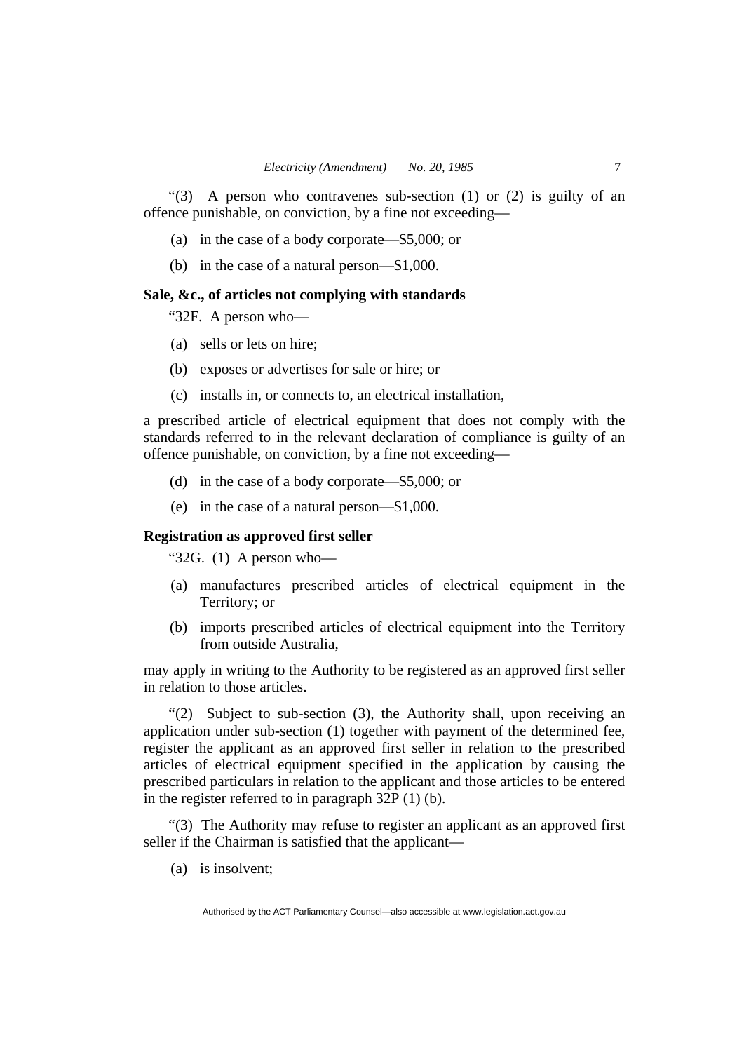"(3) A person who contravenes sub-section (1) or (2) is guilty of an offence punishable, on conviction, by a fine not exceeding—

(a) in the case of a body corporate—$5,000; or

(b) in the case of a natural person—$1,000.

**Sale, &c., of articles not complying with standards**

"32F. A person who—

(a) sells or lets on hire;

(b) exposes or advertises for sale or hire; or

(c) installs in, or connects to, an electrical installation,

a prescribed article of electrical equipment that does not comply with the standards referred to in the relevant declaration of compliance is guilty of an offence punishable, on conviction, by a fine not exceeding—

(d) in the case of a body corporate—$5,000; or

(e) in the case of a natural person—$1,000.

**Registration as approved first seller**

"32G. (1) A person who—

(a) manufactures prescribed articles of electrical equipment in the Territory; or

(b) imports prescribed articles of electrical equipment into the Territory from outside Australia,

may apply in writing to the Authority to be registered as an approved first seller in relation to those articles.

"(2) Subject to sub-section (3), the Authority shall, upon receiving an application under sub-section (1) together with payment of the determined fee, register the applicant as an approved first seller in relation to the prescribed articles of electrical equipment specified in the application by causing the prescribed particulars in relation to the applicant and those articles to be entered in the register referred to in paragraph 32P (1) (b).

"(3) The Authority may refuse to register an applicant as an approved first seller if the Chairman is satisfied that the applicant—

(a) is insolvent;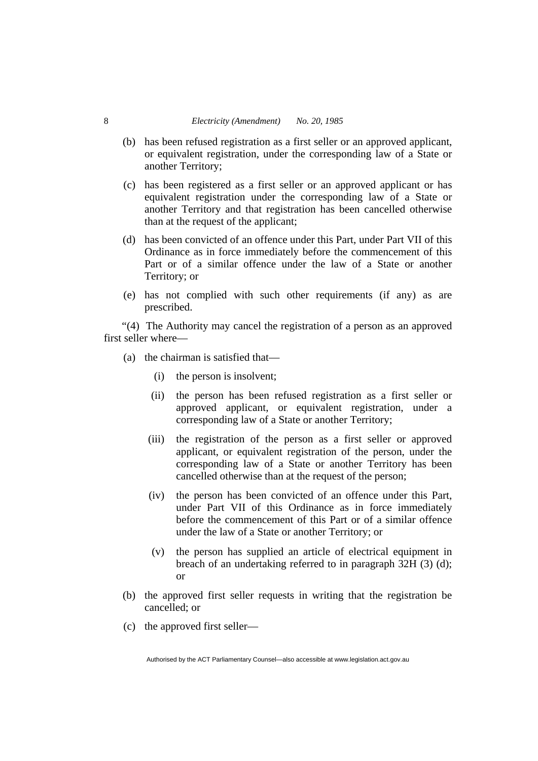(b) has been refused registration as a first seller or an approved applicant, or equivalent registration, under the corresponding law of a State or another Territory;

(c) has been registered as a first seller or an approved applicant or has equivalent registration under the corresponding law of a State or another Territory and that registration has been cancelled otherwise than at the request of the applicant;

(d) has been convicted of an offence under this Part, under Part VII of this Ordinance as in force immediately before the commencement of this Part or of a similar offence under the law of a State or another Territory; or

(e) has not complied with such other requirements (if any) as are prescribed.

"(4) The Authority may cancel the registration of a person as an approved first seller where—

(a) the chairman is satisfied that—

(i) the person is insolvent;

(ii) the person has been refused registration as a first seller or approved applicant, or equivalent registration, under a corresponding law of a State or another Territory;

(iii) the registration of the person as a first seller or approved applicant, or equivalent registration of the person, under the corresponding law of a State or another Territory has been cancelled otherwise than at the request of the person;

(iv) the person has been convicted of an offence under this Part, under Part VII of this Ordinance as in force immediately before the commencement of this Part or of a similar offence under the law of a State or another Territory; or

(v) the person has supplied an article of electrical equipment in breach of an undertaking referred to in paragraph 32H (3) (d); or

(b) the approved first seller requests in writing that the registration be cancelled; or

(c) the approved first seller—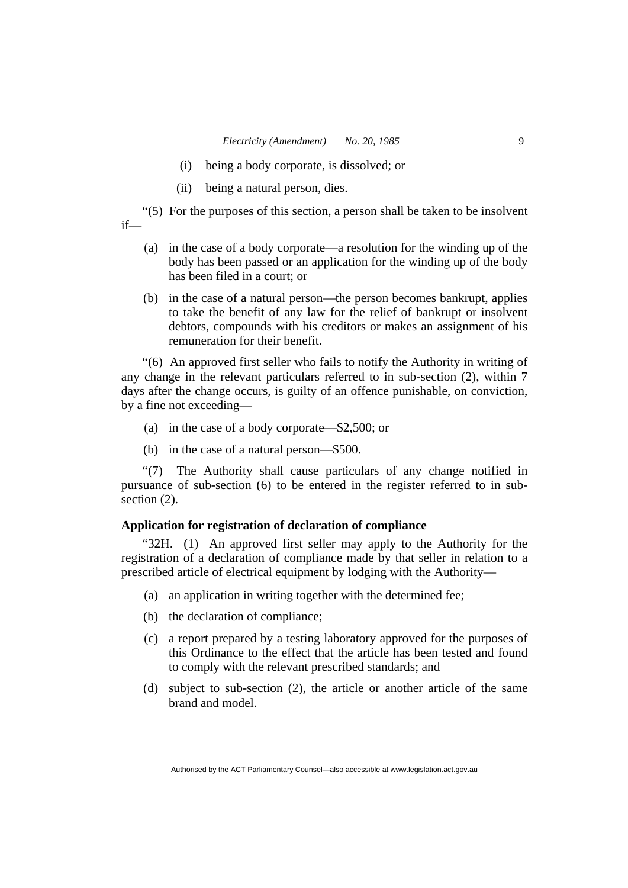(i) being a body corporate, is dissolved; or

(ii) being a natural person, dies.

"(5) For the purposes of this section, a person shall be taken to be insolvent if—

(a) in the case of a body corporate—a resolution for the winding up of the body has been passed or an application for the winding up of the body has been filed in a court; or

(b) in the case of a natural person—the person becomes bankrupt, applies to take the benefit of any law for the relief of bankrupt or insolvent debtors, compounds with his creditors or makes an assignment of his remuneration for their benefit.

"(6) An approved first seller who fails to notify the Authority in writing of any change in the relevant particulars referred to in sub-section (2), within 7 days after the change occurs, is guilty of an offence punishable, on conviction, by a fine not exceeding—

(a) in the case of a body corporate—$2,500; or

(b) in the case of a natural person—$500.

"(7) The Authority shall cause particulars of any change notified in pursuance of sub-section (6) to be entered in the register referred to in sub-section (2).

**Application for registration of declaration of compliance**

"32H. (1) An approved first seller may apply to the Authority for the registration of a declaration of compliance made by that seller in relation to a prescribed article of electrical equipment by lodging with the Authority—

(a) an application in writing together with the determined fee;

(b) the declaration of compliance;

(c) a report prepared by a testing laboratory approved for the purposes of this Ordinance to the effect that the article has been tested and found to comply with the relevant prescribed standards; and

(d) subject to sub-section (2), the article or another article of the same brand and model.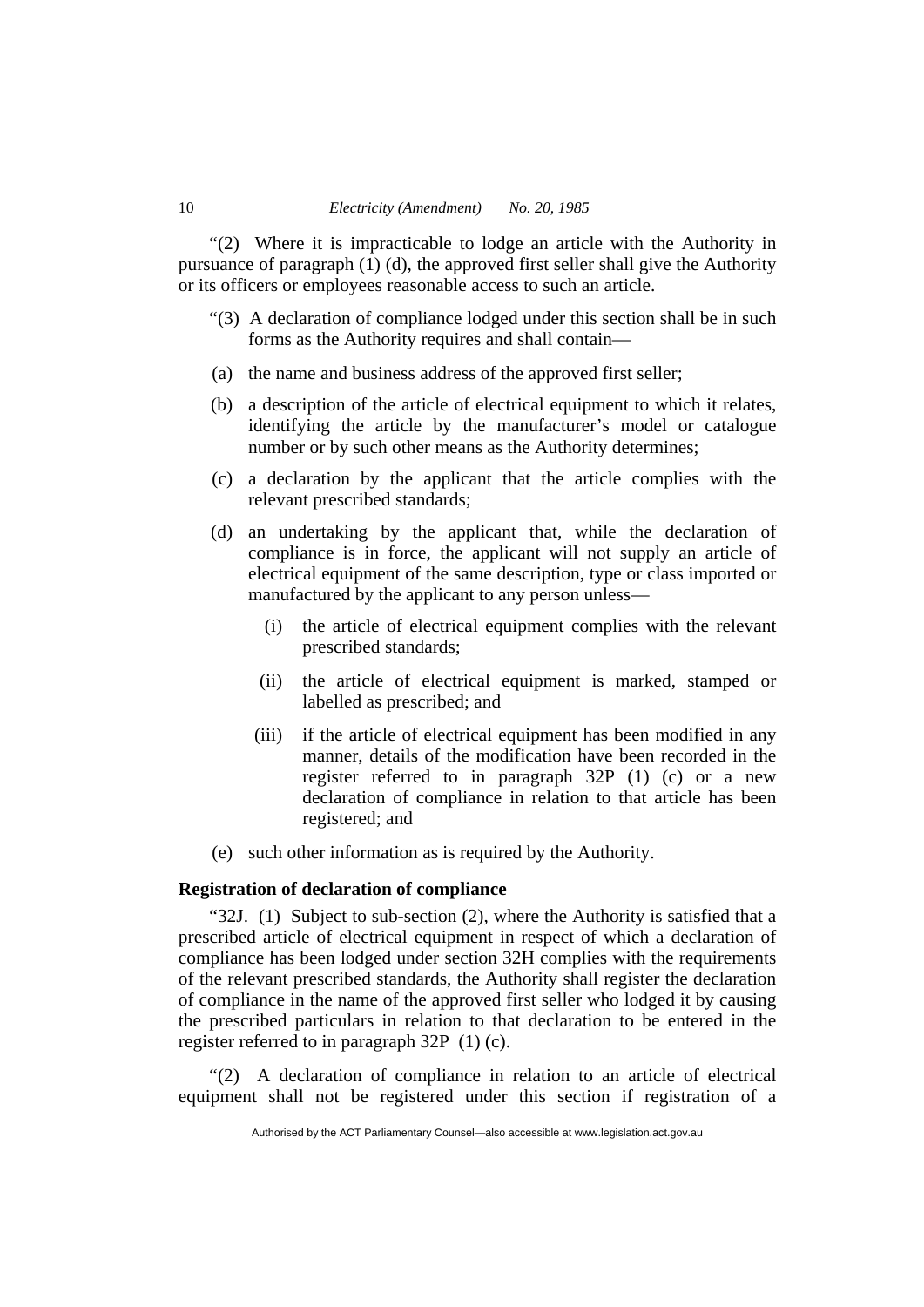"(2) Where it is impracticable to lodge an article with the Authority in pursuance of paragraph (1) (d), the approved first seller shall give the Authority or its officers or employees reasonable access to such an article.

"(3) A declaration of compliance lodged under this section shall be in such forms as the Authority requires and shall contain—

(a) the name and business address of the approved first seller;

(b) a description of the article of electrical equipment to which it relates, identifying the article by the manufacturer's model or catalogue number or by such other means as the Authority determines;

(c) a declaration by the applicant that the article complies with the relevant prescribed standards;

(d) an undertaking by the applicant that, while the declaration of compliance is in force, the applicant will not supply an article of electrical equipment of the same description, type or class imported or manufactured by the applicant to any person unless—

  (i) the article of electrical equipment complies with the relevant prescribed standards;

  (ii) the article of electrical equipment is marked, stamped or labelled as prescribed; and

  (iii) if the article of electrical equipment has been modified in any manner, details of the modification have been recorded in the register referred to in paragraph 32P (1) (c) or a new declaration of compliance in relation to that article has been registered; and

(e) such other information as is required by the Authority.

**Registration of declaration of compliance**

"32J. (1) Subject to sub-section (2), where the Authority is satisfied that a prescribed article of electrical equipment in respect of which a declaration of compliance has been lodged under section 32H complies with the requirements of the relevant prescribed standards, the Authority shall register the declaration of compliance in the name of the approved first seller who lodged it by causing the prescribed particulars in relation to that declaration to be entered in the register referred to in paragraph 32P (1) (c).

"(2) A declaration of compliance in relation to an article of electrical equipment shall not be registered under this section if registration of a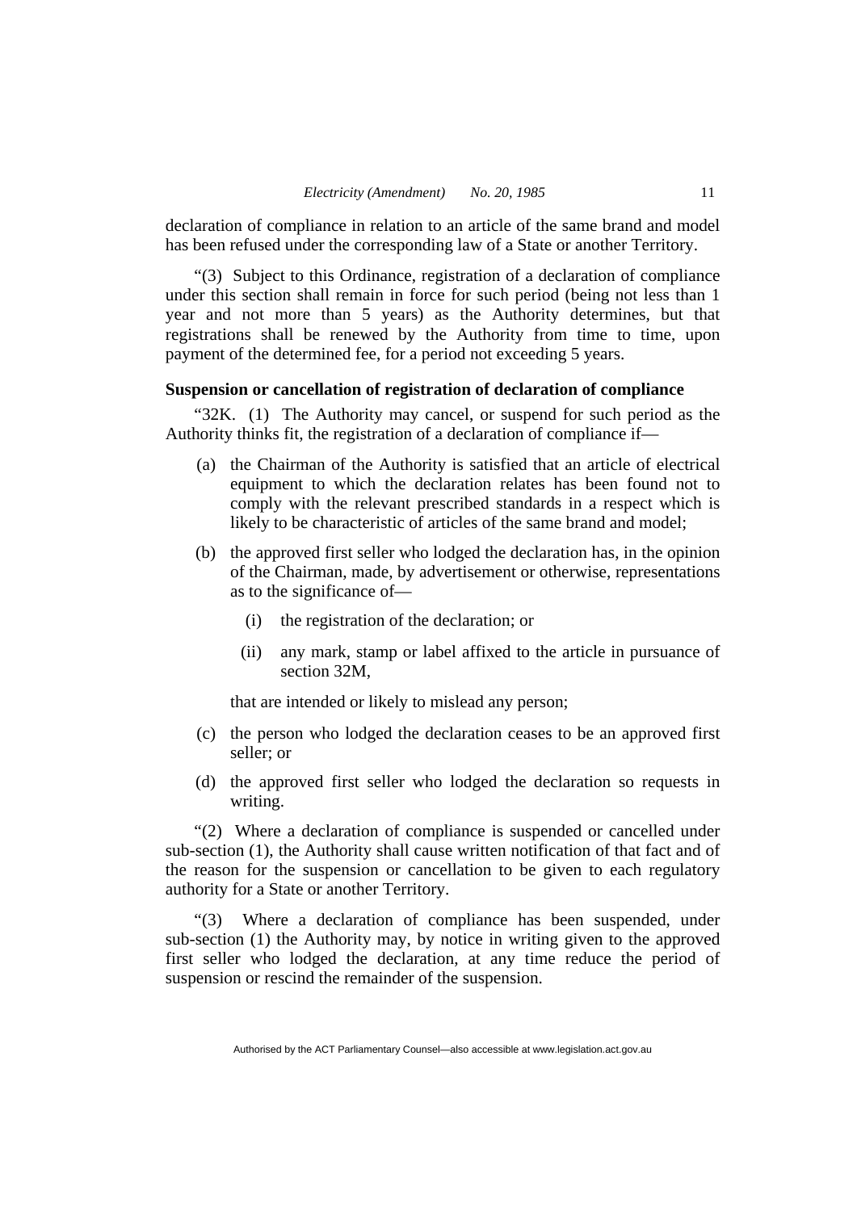declaration of compliance in relation to an article of the same brand and model has been refused under the corresponding law of a State or another Territory.

"(3) Subject to this Ordinance, registration of a declaration of compliance under this section shall remain in force for such period (being not less than 1 year and not more than 5 years) as the Authority determines, but that registrations shall be renewed by the Authority from time to time, upon payment of the determined fee, for a period not exceeding 5 years.

**Suspension or cancellation of registration of declaration of compliance**

"32K. (1) The Authority may cancel, or suspend for such period as the Authority thinks fit, the registration of a declaration of compliance if—

(a) the Chairman of the Authority is satisfied that an article of electrical equipment to which the declaration relates has been found not to comply with the relevant prescribed standards in a respect which is likely to be characteristic of articles of the same brand and model;

(b) the approved first seller who lodged the declaration has, in the opinion of the Chairman, made, by advertisement or otherwise, representations as to the significance of—

(i) the registration of the declaration; or

(ii) any mark, stamp or label affixed to the article in pursuance of section 32M,

that are intended or likely to mislead any person;

(c) the person who lodged the declaration ceases to be an approved first seller; or

(d) the approved first seller who lodged the declaration so requests in writing.

"(2) Where a declaration of compliance is suspended or cancelled under sub-section (1), the Authority shall cause written notification of that fact and of the reason for the suspension or cancellation to be given to each regulatory authority for a State or another Territory.

"(3) Where a declaration of compliance has been suspended, under sub-section (1) the Authority may, by notice in writing given to the approved first seller who lodged the declaration, at any time reduce the period of suspension or rescind the remainder of the suspension.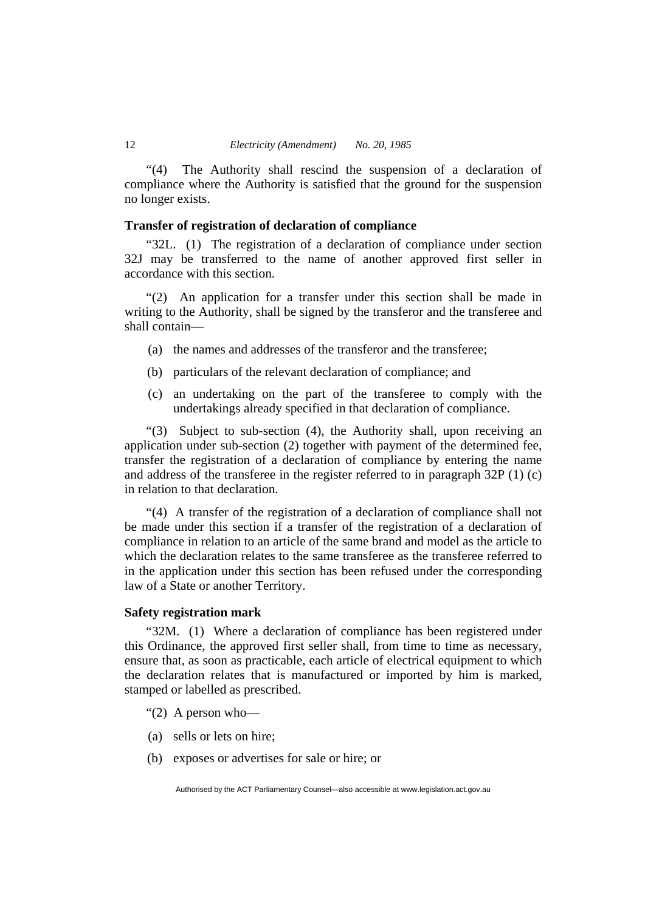"(4) The Authority shall rescind the suspension of a declaration of compliance where the Authority is satisfied that the ground for the suspension no longer exists.

**Transfer of registration of declaration of compliance**

"32L. (1) The registration of a declaration of compliance under section 32J may be transferred to the name of another approved first seller in accordance with this section.

"(2) An application for a transfer under this section shall be made in writing to the Authority, shall be signed by the transferor and the transferee and shall contain—

(a) the names and addresses of the transferor and the transferee;

(b) particulars of the relevant declaration of compliance; and

(c) an undertaking on the part of the transferee to comply with the undertakings already specified in that declaration of compliance.

"(3) Subject to sub-section (4), the Authority shall, upon receiving an application under sub-section (2) together with payment of the determined fee, transfer the registration of a declaration of compliance by entering the name and address of the transferee in the register referred to in paragraph 32P (1) (c) in relation to that declaration.

"(4) A transfer of the registration of a declaration of compliance shall not be made under this section if a transfer of the registration of a declaration of compliance in relation to an article of the same brand and model as the article to which the declaration relates to the same transferee as the transferee referred to in the application under this section has been refused under the corresponding law of a State or another Territory.

**Safety registration mark**

"32M. (1) Where a declaration of compliance has been registered under this Ordinance, the approved first seller shall, from time to time as necessary, ensure that, as soon as practicable, each article of electrical equipment to which the declaration relates that is manufactured or imported by him is marked, stamped or labelled as prescribed.

"(2) A person who—

(a) sells or lets on hire;

(b) exposes or advertises for sale or hire; or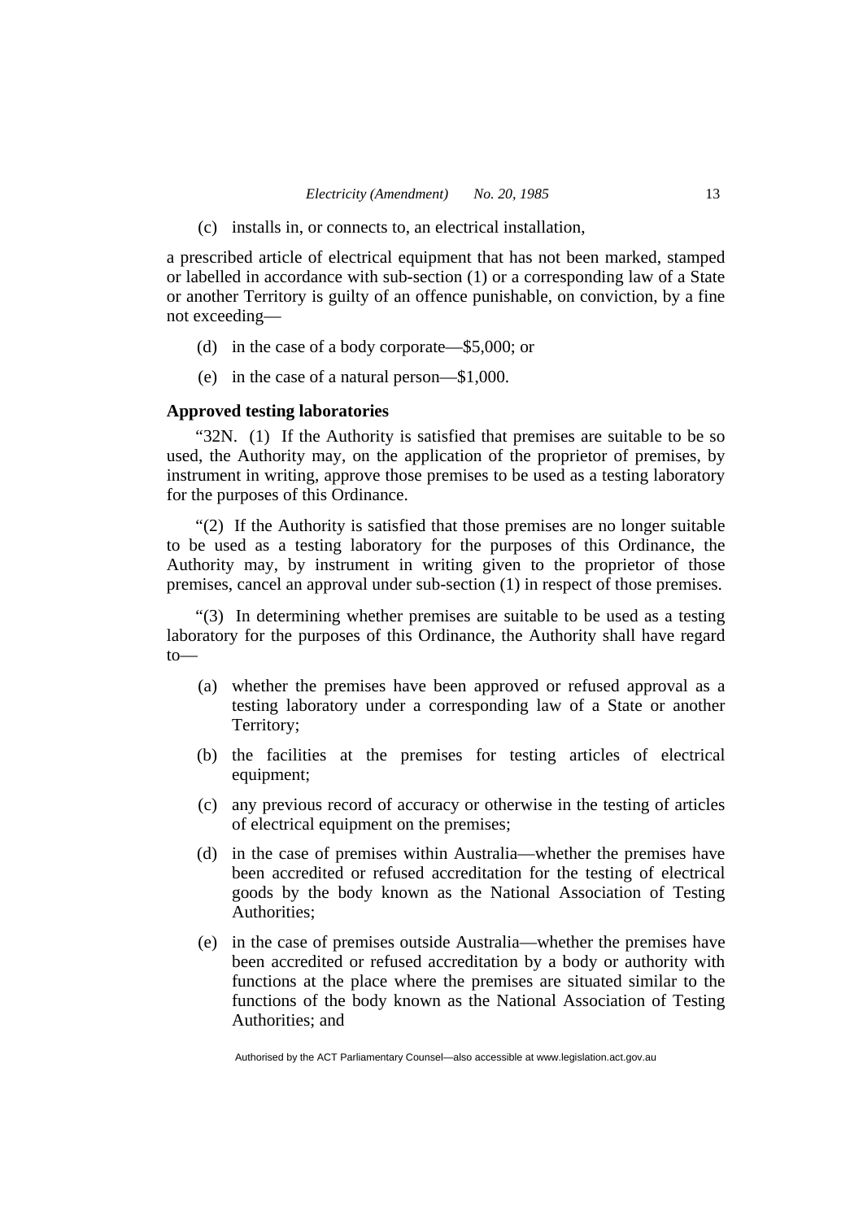(c) installs in, or connects to, an electrical installation,

a prescribed article of electrical equipment that has not been marked, stamped or labelled in accordance with sub-section (1) or a corresponding law of a State or another Territory is guilty of an offence punishable, on conviction, by a fine not exceeding—

(d) in the case of a body corporate—$5,000; or

(e) in the case of a natural person—$1,000.

**Approved testing laboratories**

"32N. (1) If the Authority is satisfied that premises are suitable to be so used, the Authority may, on the application of the proprietor of premises, by instrument in writing, approve those premises to be used as a testing laboratory for the purposes of this Ordinance.

"(2) If the Authority is satisfied that those premises are no longer suitable to be used as a testing laboratory for the purposes of this Ordinance, the Authority may, by instrument in writing given to the proprietor of those premises, cancel an approval under sub-section (1) in respect of those premises.

"(3) In determining whether premises are suitable to be used as a testing laboratory for the purposes of this Ordinance, the Authority shall have regard to—

(a) whether the premises have been approved or refused approval as a testing laboratory under a corresponding law of a State or another Territory;

(b) the facilities at the premises for testing articles of electrical equipment;

(c) any previous record of accuracy or otherwise in the testing of articles of electrical equipment on the premises;

(d) in the case of premises within Australia—whether the premises have been accredited or refused accreditation for the testing of electrical goods by the body known as the National Association of Testing Authorities;

(e) in the case of premises outside Australia—whether the premises have been accredited or refused accreditation by a body or authority with functions at the place where the premises are situated similar to the functions of the body known as the National Association of Testing Authorities; and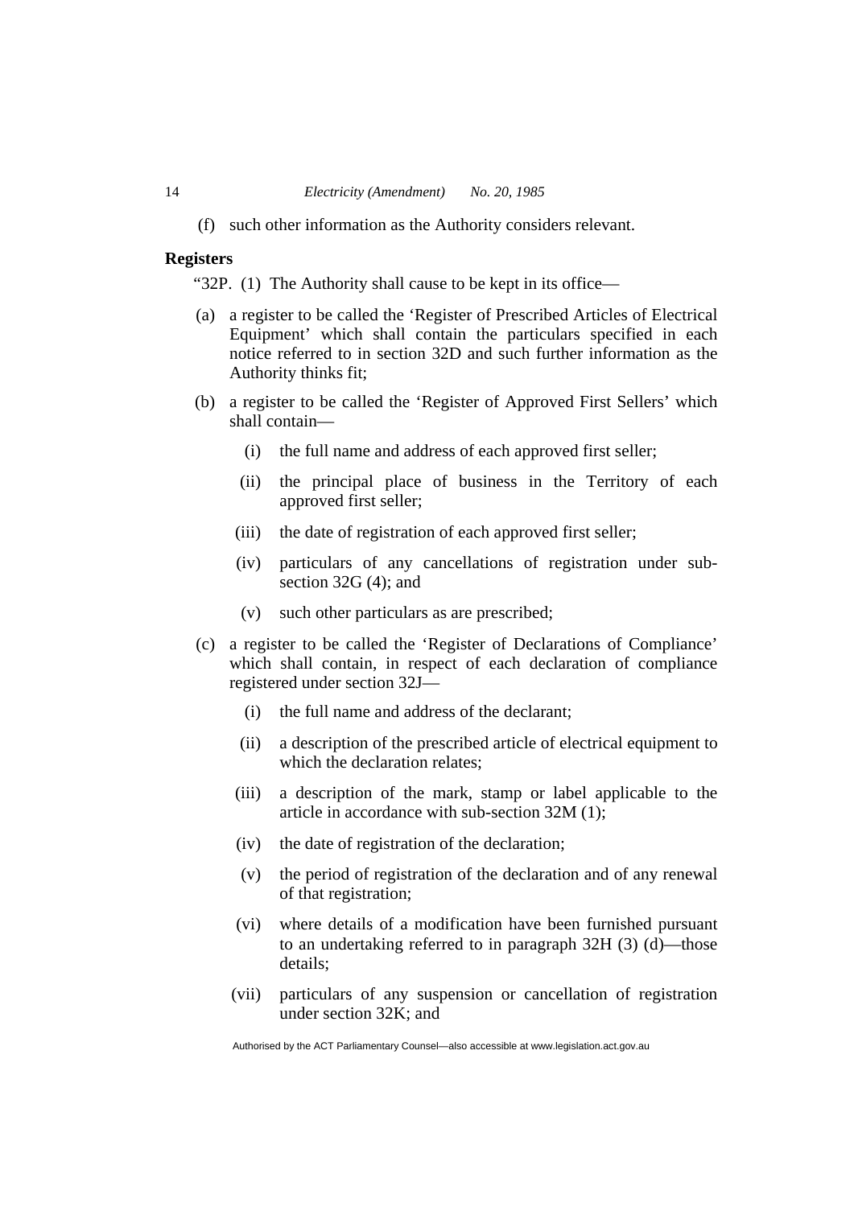(f) such other information as the Authority considers relevant.

**Registers**

"32P. (1) The Authority shall cause to be kept in its office—

(a) a register to be called the 'Register of Prescribed Articles of Electrical Equipment' which shall contain the particulars specified in each notice referred to in section 32D and such further information as the Authority thinks fit;

(b) a register to be called the 'Register of Approved First Sellers' which shall contain—

 (i) the full name and address of each approved first seller;

 (ii) the principal place of business in the Territory of each approved first seller;

 (iii) the date of registration of each approved first seller;

 (iv) particulars of any cancellations of registration under sub-section 32G (4); and

 (v) such other particulars as are prescribed;

(c) a register to be called the 'Register of Declarations of Compliance' which shall contain, in respect of each declaration of compliance registered under section 32J—

 (i) the full name and address of the declarant;

 (ii) a description of the prescribed article of electrical equipment to which the declaration relates;

 (iii) a description of the mark, stamp or label applicable to the article in accordance with sub-section 32M (1);

 (iv) the date of registration of the declaration;

 (v) the period of registration of the declaration and of any renewal of that registration;

 (vi) where details of a modification have been furnished pursuant to an undertaking referred to in paragraph 32H (3) (d)—those details;

 (vii) particulars of any suspension or cancellation of registration under section 32K; and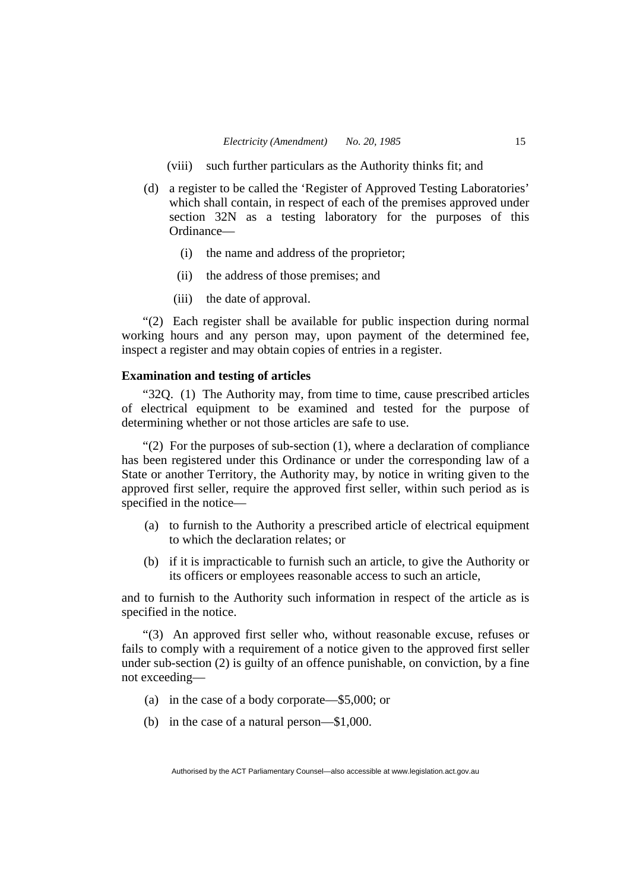(viii) such further particulars as the Authority thinks fit; and

(d) a register to be called the 'Register of Approved Testing Laboratories' which shall contain, in respect of each of the premises approved under section 32N as a testing laboratory for the purposes of this Ordinance—

(i) the name and address of the proprietor;

(ii) the address of those premises; and

(iii) the date of approval.

"(2) Each register shall be available for public inspection during normal working hours and any person may, upon payment of the determined fee, inspect a register and may obtain copies of entries in a register.

**Examination and testing of articles**

"32Q. (1) The Authority may, from time to time, cause prescribed articles of electrical equipment to be examined and tested for the purpose of determining whether or not those articles are safe to use.

"(2) For the purposes of sub-section (1), where a declaration of compliance has been registered under this Ordinance or under the corresponding law of a State or another Territory, the Authority may, by notice in writing given to the approved first seller, require the approved first seller, within such period as is specified in the notice—

(a) to furnish to the Authority a prescribed article of electrical equipment to which the declaration relates; or

(b) if it is impracticable to furnish such an article, to give the Authority or its officers or employees reasonable access to such an article,

and to furnish to the Authority such information in respect of the article as is specified in the notice.

"(3) An approved first seller who, without reasonable excuse, refuses or fails to comply with a requirement of a notice given to the approved first seller under sub-section (2) is guilty of an offence punishable, on conviction, by a fine not exceeding—

(a) in the case of a body corporate—$5,000; or

(b) in the case of a natural person—$1,000.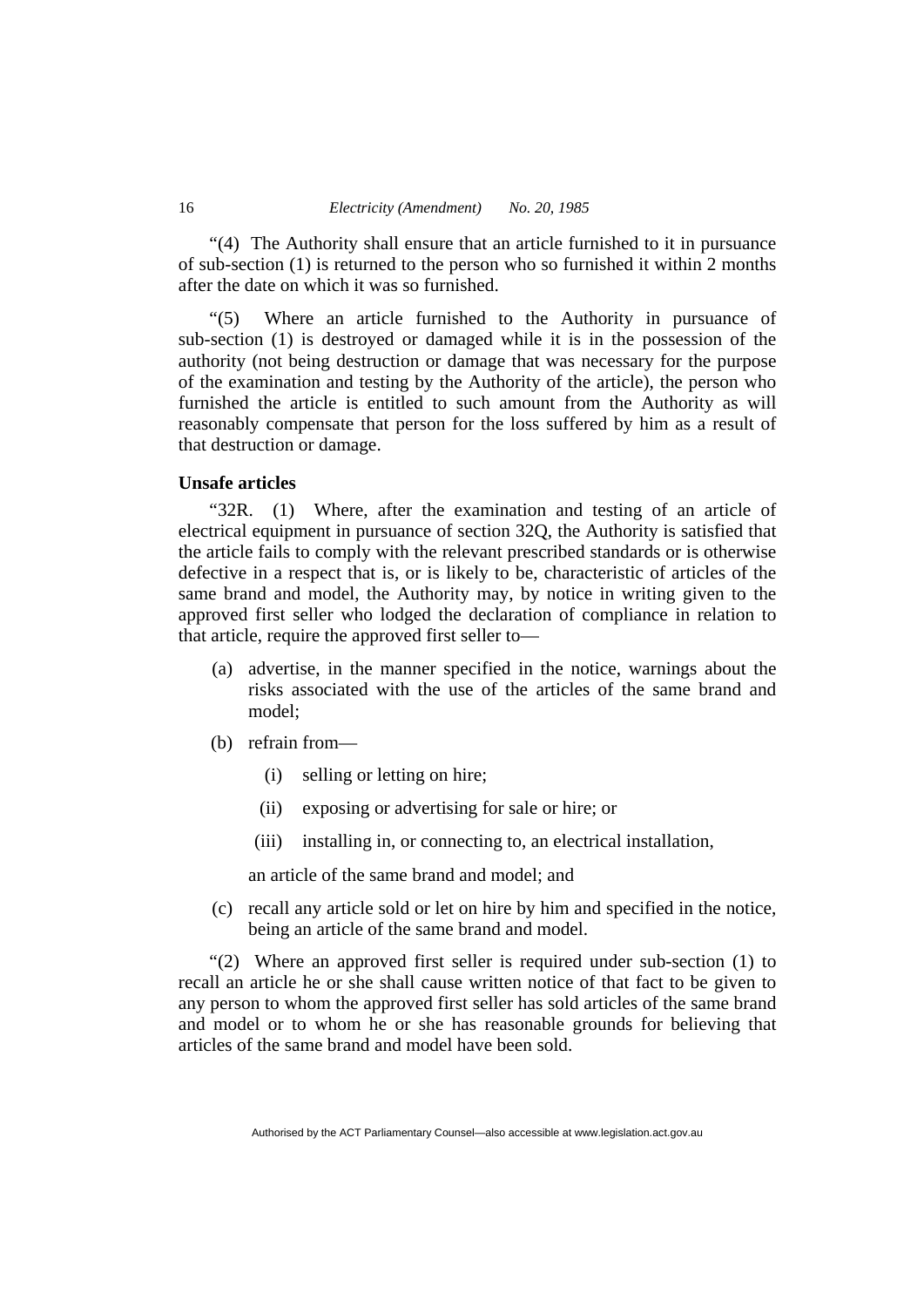"(4) The Authority shall ensure that an article furnished to it in pursuance of sub-section (1) is returned to the person who so furnished it within 2 months after the date on which it was so furnished.

"(5) Where an article furnished to the Authority in pursuance of sub-section (1) is destroyed or damaged while it is in the possession of the authority (not being destruction or damage that was necessary for the purpose of the examination and testing by the Authority of the article), the person who furnished the article is entitled to such amount from the Authority as will reasonably compensate that person for the loss suffered by him as a result of that destruction or damage.

**Unsafe articles**

"32R. (1) Where, after the examination and testing of an article of electrical equipment in pursuance of section 32Q, the Authority is satisfied that the article fails to comply with the relevant prescribed standards or is otherwise defective in a respect that is, or is likely to be, characteristic of articles of the same brand and model, the Authority may, by notice in writing given to the approved first seller who lodged the declaration of compliance in relation to that article, require the approved first seller to—

(a) advertise, in the manner specified in the notice, warnings about the risks associated with the use of the articles of the same brand and model;

(b) refrain from—

(i) selling or letting on hire;

(ii) exposing or advertising for sale or hire; or

(iii) installing in, or connecting to, an electrical installation,

an article of the same brand and model; and

(c) recall any article sold or let on hire by him and specified in the notice, being an article of the same brand and model.

"(2) Where an approved first seller is required under sub-section (1) to recall an article he or she shall cause written notice of that fact to be given to any person to whom the approved first seller has sold articles of the same brand and model or to whom he or she has reasonable grounds for believing that articles of the same brand and model have been sold.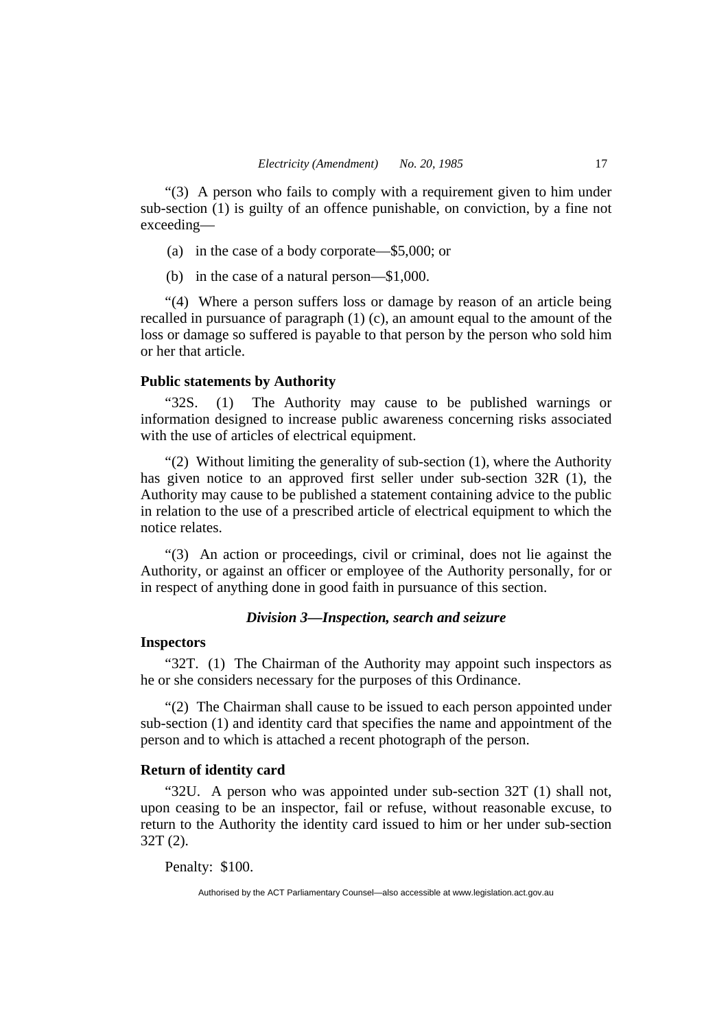"(3) A person who fails to comply with a requirement given to him under sub-section (1) is guilty of an offence punishable, on conviction, by a fine not exceeding—

(a) in the case of a body corporate—$5,000; or

(b) in the case of a natural person—$1,000.

"(4) Where a person suffers loss or damage by reason of an article being recalled in pursuance of paragraph (1) (c), an amount equal to the amount of the loss or damage so suffered is payable to that person by the person who sold him or her that article.

**Public statements by Authority**

"32S. (1) The Authority may cause to be published warnings or information designed to increase public awareness concerning risks associated with the use of articles of electrical equipment.

"(2) Without limiting the generality of sub-section (1), where the Authority has given notice to an approved first seller under sub-section 32R (1), the Authority may cause to be published a statement containing advice to the public in relation to the use of a prescribed article of electrical equipment to which the notice relates.

"(3) An action or proceedings, civil or criminal, does not lie against the Authority, or against an officer or employee of the Authority personally, for or in respect of anything done in good faith in pursuance of this section.

***Division 3—Inspection, search and seizure***

**Inspectors**

"32T. (1) The Chairman of the Authority may appoint such inspectors as he or she considers necessary for the purposes of this Ordinance.

"(2) The Chairman shall cause to be issued to each person appointed under sub-section (1) and identity card that specifies the name and appointment of the person and to which is attached a recent photograph of the person.

**Return of identity card**

"32U. A person who was appointed under sub-section 32T (1) shall not, upon ceasing to be an inspector, fail or refuse, without reasonable excuse, to return to the Authority the identity card issued to him or her under sub-section 32T (2).

Penalty: $100.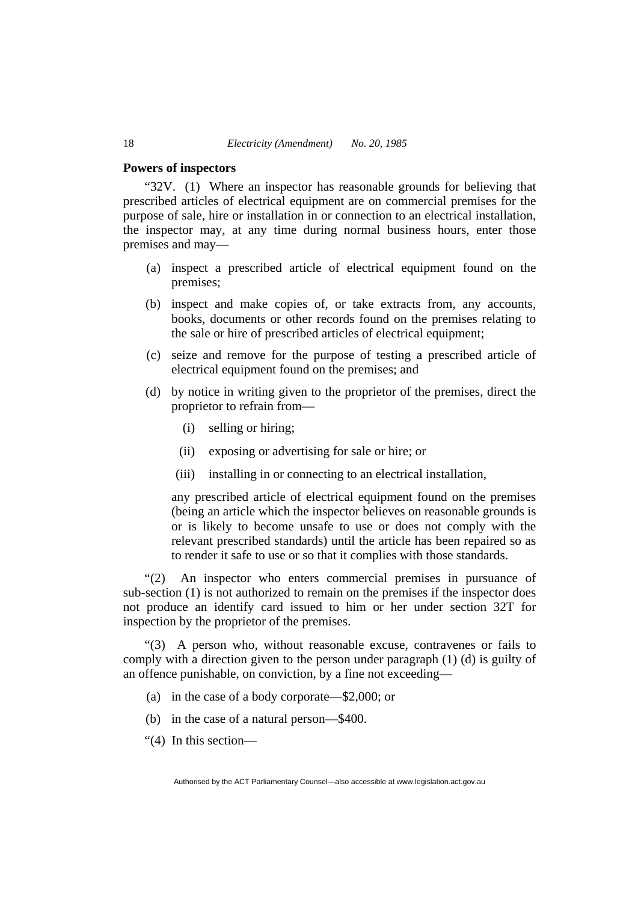**Powers of inspectors**

"32V. (1) Where an inspector has reasonable grounds for believing that prescribed articles of electrical equipment are on commercial premises for the purpose of sale, hire or installation in or connection to an electrical installation, the inspector may, at any time during normal business hours, enter those premises and may—

(a) inspect a prescribed article of electrical equipment found on the premises;

(b) inspect and make copies of, or take extracts from, any accounts, books, documents or other records found on the premises relating to the sale or hire of prescribed articles of electrical equipment;

(c) seize and remove for the purpose of testing a prescribed article of electrical equipment found on the premises; and

(d) by notice in writing given to the proprietor of the premises, direct the proprietor to refrain from—

(i) selling or hiring;

(ii) exposing or advertising for sale or hire; or

(iii) installing in or connecting to an electrical installation,

any prescribed article of electrical equipment found on the premises (being an article which the inspector believes on reasonable grounds is or is likely to become unsafe to use or does not comply with the relevant prescribed standards) until the article has been repaired so as to render it safe to use or so that it complies with those standards.

"(2) An inspector who enters commercial premises in pursuance of sub-section (1) is not authorized to remain on the premises if the inspector does not produce an identify card issued to him or her under section 32T for inspection by the proprietor of the premises.

"(3) A person who, without reasonable excuse, contravenes or fails to comply with a direction given to the person under paragraph (1) (d) is guilty of an offence punishable, on conviction, by a fine not exceeding—

(a) in the case of a body corporate—$2,000; or

(b) in the case of a natural person—$400.

"(4) In this section—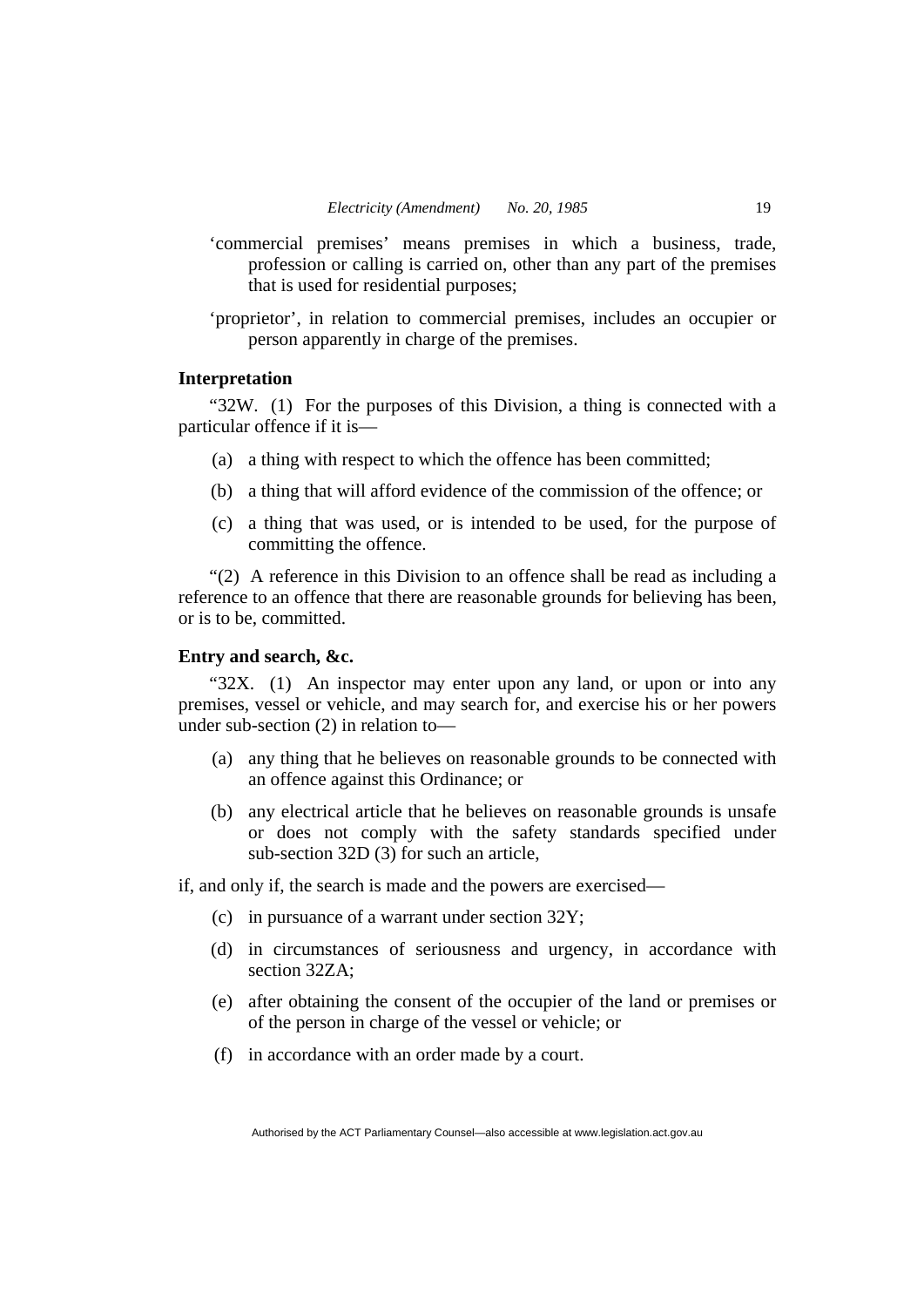'commercial premises' means premises in which a business, trade, profession or calling is carried on, other than any part of the premises that is used for residential purposes;

'proprietor', in relation to commercial premises, includes an occupier or person apparently in charge of the premises.

**Interpretation**

"32W. (1) For the purposes of this Division, a thing is connected with a particular offence if it is—

(a) a thing with respect to which the offence has been committed;

(b) a thing that will afford evidence of the commission of the offence; or

(c) a thing that was used, or is intended to be used, for the purpose of committing the offence.

"(2) A reference in this Division to an offence shall be read as including a reference to an offence that there are reasonable grounds for believing has been, or is to be, committed.

**Entry and search, &c.**

"32X. (1) An inspector may enter upon any land, or upon or into any premises, vessel or vehicle, and may search for, and exercise his or her powers under sub-section (2) in relation to—

(a) any thing that he believes on reasonable grounds to be connected with an offence against this Ordinance; or

(b) any electrical article that he believes on reasonable grounds is unsafe or does not comply with the safety standards specified under sub-section 32D (3) for such an article,

if, and only if, the search is made and the powers are exercised—

(c) in pursuance of a warrant under section 32Y;

(d) in circumstances of seriousness and urgency, in accordance with section 32ZA;

(e) after obtaining the consent of the occupier of the land or premises or of the person in charge of the vessel or vehicle; or

(f) in accordance with an order made by a court.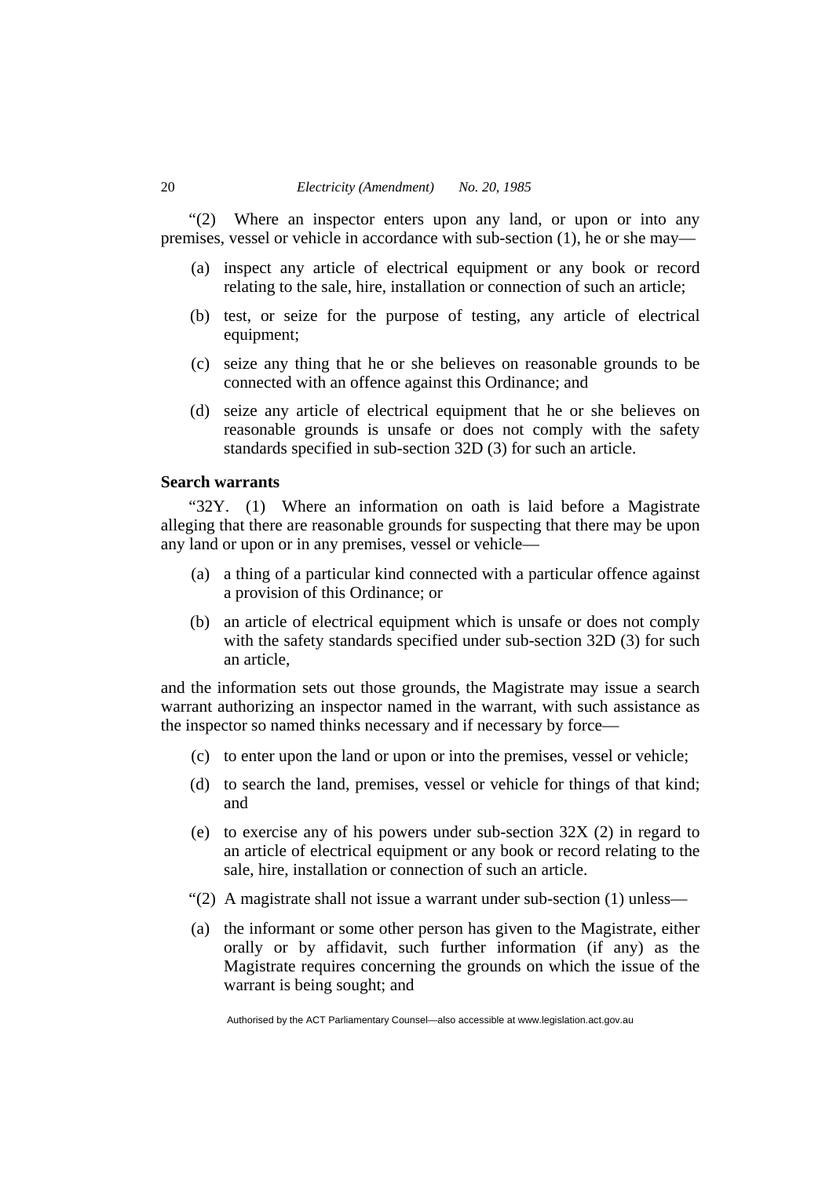"(2) Where an inspector enters upon any land, or upon or into any premises, vessel or vehicle in accordance with sub-section (1), he or she may—

(a) inspect any article of electrical equipment or any book or record relating to the sale, hire, installation or connection of such an article;

(b) test, or seize for the purpose of testing, any article of electrical equipment;

(c) seize any thing that he or she believes on reasonable grounds to be connected with an offence against this Ordinance; and

(d) seize any article of electrical equipment that he or she believes on reasonable grounds is unsafe or does not comply with the safety standards specified in sub-section 32D (3) for such an article.

**Search warrants**

"32Y. (1) Where an information on oath is laid before a Magistrate alleging that there are reasonable grounds for suspecting that there may be upon any land or upon or in any premises, vessel or vehicle—

(a) a thing of a particular kind connected with a particular offence against a provision of this Ordinance; or

(b) an article of electrical equipment which is unsafe or does not comply with the safety standards specified under sub-section 32D (3) for such an article,

and the information sets out those grounds, the Magistrate may issue a search warrant authorizing an inspector named in the warrant, with such assistance as the inspector so named thinks necessary and if necessary by force—

(c) to enter upon the land or upon or into the premises, vessel or vehicle;

(d) to search the land, premises, vessel or vehicle for things of that kind; and

(e) to exercise any of his powers under sub-section 32X (2) in regard to an article of electrical equipment or any book or record relating to the sale, hire, installation or connection of such an article.

"(2) A magistrate shall not issue a warrant under sub-section (1) unless—

(a) the informant or some other person has given to the Magistrate, either orally or by affidavit, such further information (if any) as the Magistrate requires concerning the grounds on which the issue of the warrant is being sought; and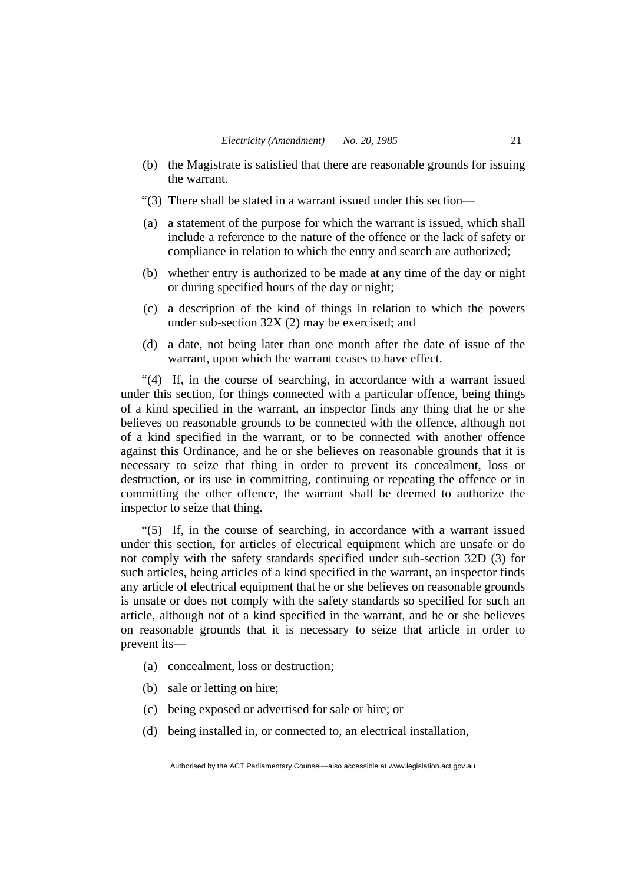(b) the Magistrate is satisfied that there are reasonable grounds for issuing the warrant.

"(3) There shall be stated in a warrant issued under this section—

(a) a statement of the purpose for which the warrant is issued, which shall include a reference to the nature of the offence or the lack of safety or compliance in relation to which the entry and search are authorized;

(b) whether entry is authorized to be made at any time of the day or night or during specified hours of the day or night;

(c) a description of the kind of things in relation to which the powers under sub-section 32X (2) may be exercised; and

(d) a date, not being later than one month after the date of issue of the warrant, upon which the warrant ceases to have effect.

"(4) If, in the course of searching, in accordance with a warrant issued under this section, for things connected with a particular offence, being things of a kind specified in the warrant, an inspector finds any thing that he or she believes on reasonable grounds to be connected with the offence, although not of a kind specified in the warrant, or to be connected with another offence against this Ordinance, and he or she believes on reasonable grounds that it is necessary to seize that thing in order to prevent its concealment, loss or destruction, or its use in committing, continuing or repeating the offence or in committing the other offence, the warrant shall be deemed to authorize the inspector to seize that thing.

"(5) If, in the course of searching, in accordance with a warrant issued under this section, for articles of electrical equipment which are unsafe or do not comply with the safety standards specified under sub-section 32D (3) for such articles, being articles of a kind specified in the warrant, an inspector finds any article of electrical equipment that he or she believes on reasonable grounds is unsafe or does not comply with the safety standards so specified for such an article, although not of a kind specified in the warrant, and he or she believes on reasonable grounds that it is necessary to seize that article in order to prevent its—

(a) concealment, loss or destruction;

(b) sale or letting on hire;

(c) being exposed or advertised for sale or hire; or

(d) being installed in, or connected to, an electrical installation,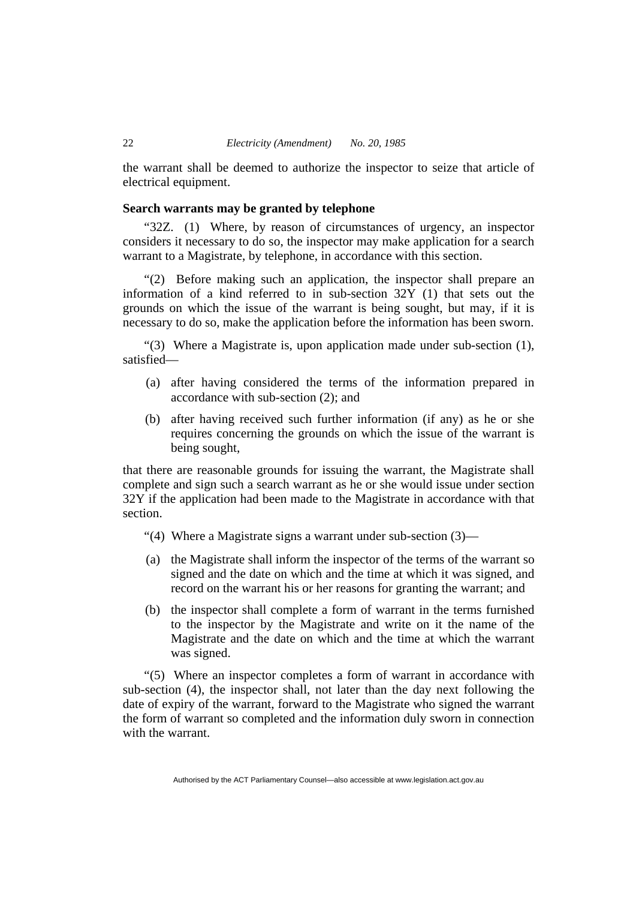the warrant shall be deemed to authorize the inspector to seize that article of electrical equipment.

### Search warrants may be granted by telephone

"32Z. (1) Where, by reason of circumstances of urgency, an inspector considers it necessary to do so, the inspector may make application for a search warrant to a Magistrate, by telephone, in accordance with this section.

"(2) Before making such an application, the inspector shall prepare an information of a kind referred to in sub-section 32Y (1) that sets out the grounds on which the issue of the warrant is being sought, but may, if it is necessary to do so, make the application before the information has been sworn.

"(3) Where a Magistrate is, upon application made under sub-section (1), satisfied—

(a) after having considered the terms of the information prepared in accordance with sub-section (2); and

(b) after having received such further information (if any) as he or she requires concerning the grounds on which the issue of the warrant is being sought,

that there are reasonable grounds for issuing the warrant, the Magistrate shall complete and sign such a search warrant as he or she would issue under section 32Y if the application had been made to the Magistrate in accordance with that section.

"(4) Where a Magistrate signs a warrant under sub-section (3)—

(a) the Magistrate shall inform the inspector of the terms of the warrant so signed and the date on which and the time at which it was signed, and record on the warrant his or her reasons for granting the warrant; and

(b) the inspector shall complete a form of warrant in the terms furnished to the inspector by the Magistrate and write on it the name of the Magistrate and the date on which and the time at which the warrant was signed.

"(5) Where an inspector completes a form of warrant in accordance with sub-section (4), the inspector shall, not later than the day next following the date of expiry of the warrant, forward to the Magistrate who signed the warrant the form of warrant so completed and the information duly sworn in connection with the warrant.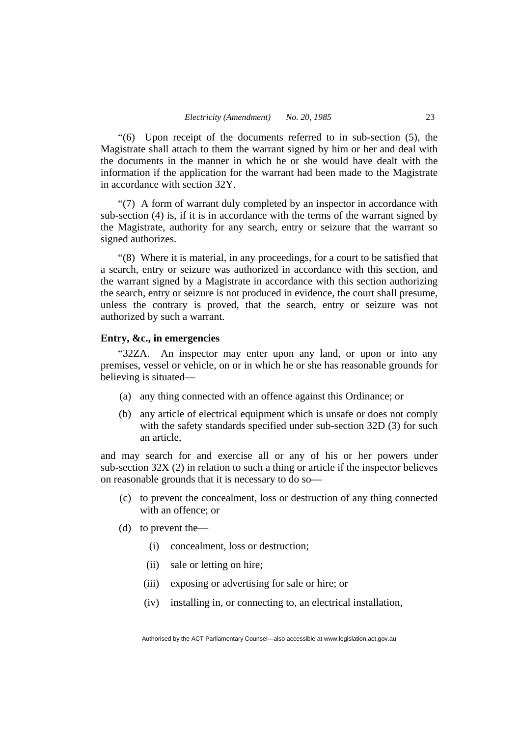"(6) Upon receipt of the documents referred to in sub-section (5), the Magistrate shall attach to them the warrant signed by him or her and deal with the documents in the manner in which he or she would have dealt with the information if the application for the warrant had been made to the Magistrate in accordance with section 32Y.

"(7) A form of warrant duly completed by an inspector in accordance with sub-section (4) is, if it is in accordance with the terms of the warrant signed by the Magistrate, authority for any search, entry or seizure that the warrant so signed authorizes.

"(8) Where it is material, in any proceedings, for a court to be satisfied that a search, entry or seizure was authorized in accordance with this section, and the warrant signed by a Magistrate in accordance with this section authorizing the search, entry or seizure is not produced in evidence, the court shall presume, unless the contrary is proved, that the search, entry or seizure was not authorized by such a warrant.

**Entry, &c., in emergencies**

"32ZA. An inspector may enter upon any land, or upon or into any premises, vessel or vehicle, on or in which he or she has reasonable grounds for believing is situated—

(a) any thing connected with an offence against this Ordinance; or

(b) any article of electrical equipment which is unsafe or does not comply with the safety standards specified under sub-section 32D (3) for such an article,

and may search for and exercise all or any of his or her powers under sub-section 32X (2) in relation to such a thing or article if the inspector believes on reasonable grounds that it is necessary to do so—

(c) to prevent the concealment, loss or destruction of any thing connected with an offence; or

(d) to prevent the—

(i) concealment, loss or destruction;

(ii) sale or letting on hire;

(iii) exposing or advertising for sale or hire; or

(iv) installing in, or connecting to, an electrical installation,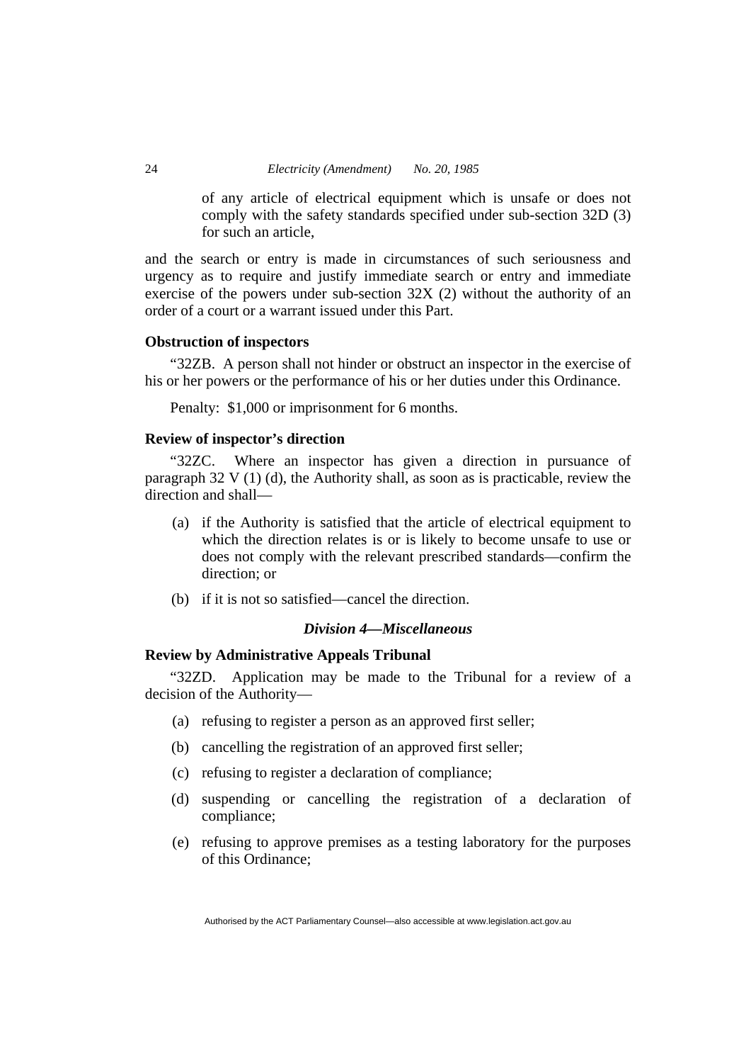of any article of electrical equipment which is unsafe or does not comply with the safety standards specified under sub-section 32D (3) for such an article,

and the search or entry is made in circumstances of such seriousness and urgency as to require and justify immediate search or entry and immediate exercise of the powers under sub-section 32X (2) without the authority of an order of a court or a warrant issued under this Part.

**Obstruction of inspectors**

"32ZB. A person shall not hinder or obstruct an inspector in the exercise of his or her powers or the performance of his or her duties under this Ordinance.

Penalty: $1,000 or imprisonment for 6 months.

**Review of inspector's direction**

"32ZC. Where an inspector has given a direction in pursuance of paragraph 32 V (1) (d), the Authority shall, as soon as is practicable, review the direction and shall—

(a) if the Authority is satisfied that the article of electrical equipment to which the direction relates is or is likely to become unsafe to use or does not comply with the relevant prescribed standards—confirm the direction; or

(b) if it is not so satisfied—cancel the direction.

***Division 4—Miscellaneous***

**Review by Administrative Appeals Tribunal**

"32ZD. Application may be made to the Tribunal for a review of a decision of the Authority—

(a) refusing to register a person as an approved first seller;

(b) cancelling the registration of an approved first seller;

(c) refusing to register a declaration of compliance;

(d) suspending or cancelling the registration of a declaration of compliance;

(e) refusing to approve premises as a testing laboratory for the purposes of this Ordinance;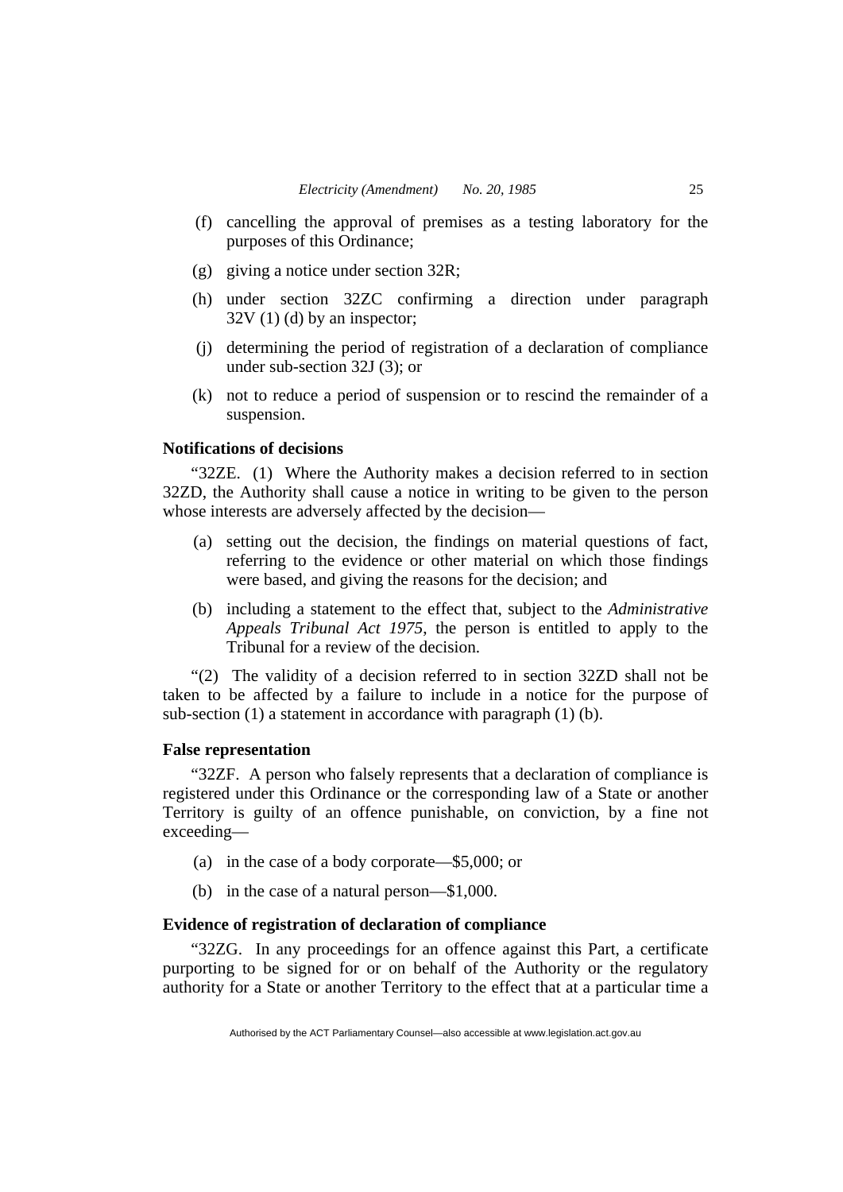(f) cancelling the approval of premises as a testing laboratory for the purposes of this Ordinance;

(g) giving a notice under section 32R;

(h) under section 32ZC confirming a direction under paragraph 32V (1) (d) by an inspector;

(j) determining the period of registration of a declaration of compliance under sub-section 32J (3); or

(k) not to reduce a period of suspension or to rescind the remainder of a suspension.

**Notifications of decisions**

"32ZE. (1) Where the Authority makes a decision referred to in section 32ZD, the Authority shall cause a notice in writing to be given to the person whose interests are adversely affected by the decision—

(a) setting out the decision, the findings on material questions of fact, referring to the evidence or other material on which those findings were based, and giving the reasons for the decision; and

(b) including a statement to the effect that, subject to the *Administrative Appeals Tribunal Act 1975*, the person is entitled to apply to the Tribunal for a review of the decision.

"(2) The validity of a decision referred to in section 32ZD shall not be taken to be affected by a failure to include in a notice for the purpose of sub-section (1) a statement in accordance with paragraph (1) (b).

**False representation**

"32ZF. A person who falsely represents that a declaration of compliance is registered under this Ordinance or the corresponding law of a State or another Territory is guilty of an offence punishable, on conviction, by a fine not exceeding—

(a) in the case of a body corporate—$5,000; or

(b) in the case of a natural person—$1,000.

**Evidence of registration of declaration of compliance**

"32ZG. In any proceedings for an offence against this Part, a certificate purporting to be signed for or on behalf of the Authority or the regulatory authority for a State or another Territory to the effect that at a particular time a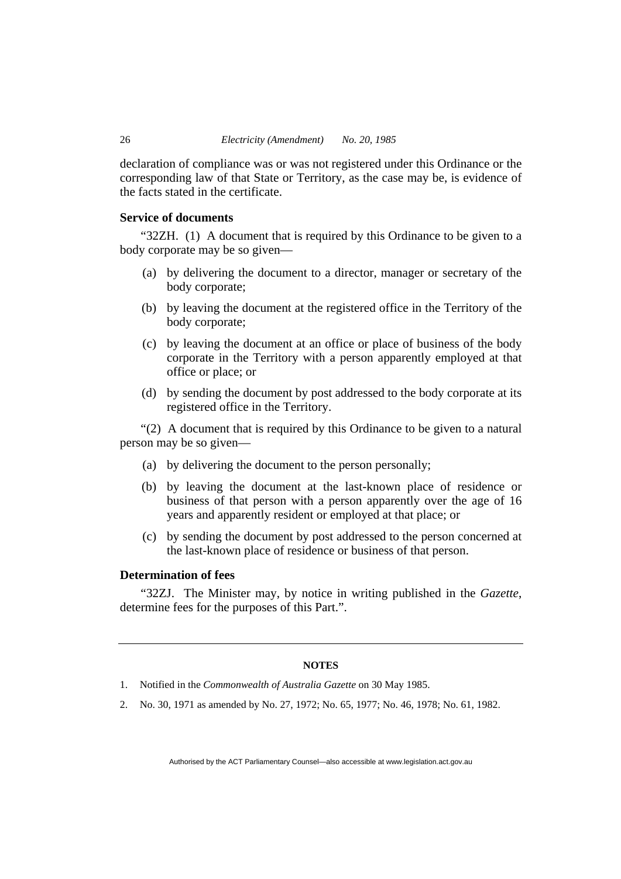declaration of compliance was or was not registered under this Ordinance or the corresponding law of that State or Territory, as the case may be, is evidence of the facts stated in the certificate.

**Service of documents**

"32ZH. (1) A document that is required by this Ordinance to be given to a body corporate may be so given—

(a) by delivering the document to a director, manager or secretary of the body corporate;

(b) by leaving the document at the registered office in the Territory of the body corporate;

(c) by leaving the document at an office or place of business of the body corporate in the Territory with a person apparently employed at that office or place; or

(d) by sending the document by post addressed to the body corporate at its registered office in the Territory.

"(2) A document that is required by this Ordinance to be given to a natural person may be so given—

(a) by delivering the document to the person personally;

(b) by leaving the document at the last-known place of residence or business of that person with a person apparently over the age of 16 years and apparently resident or employed at that place; or

(c) by sending the document by post addressed to the person concerned at the last-known place of residence or business of that person.

**Determination of fees**

"32ZJ. The Minister may, by notice in writing published in the *Gazette*, determine fees for the purposes of this Part.".

---

**NOTES**

1. Notified in the *Commonwealth of Australia Gazette* on 30 May 1985.

2. No. 30, 1971 as amended by No. 27, 1972; No. 65, 1977; No. 46, 1978; No. 61, 1982.